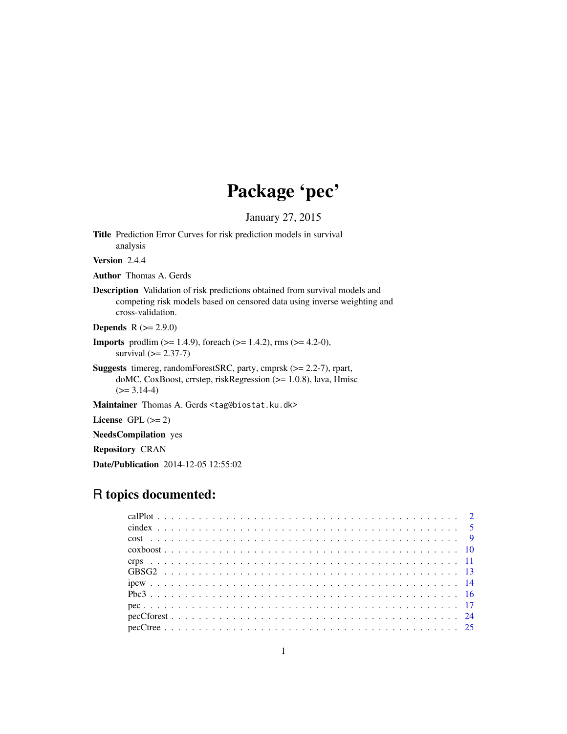# Package 'pec'

January 27, 2015

**Title** Prediction Error Curves for risk prediction models in survival analysis

**Version** 2.4.4

**Author** Thomas A. Gerds

**Description** Validation of risk predictions obtained from survival models and competing risk models based on censored data using inverse weighting and cross-validation.

**Depends** R (>= 2.9.0)

**Imports** prodlim (>= 1.4.9), foreach (>= 1.4.2), rms (>= 4.2-0), survival (>= 2.37-7)

**Suggests** timereg, randomForestSRC, party, cmprsk (>= 2.2-7), rpart, doMC, CoxBoost, crrstep, riskRegression (>= 1.0.8), lava, Hmisc (>= 3.14-4)

**Maintainer** Thomas A. Gerds <tag@biostat.ku.dk>

**License** GPL (>= 2)

**NeedsCompilation** yes

**Repository** CRAN

**Date/Publication** 2014-12-05 12:55:02

## R topics documented:

calPlot . . . . . . . . . . . . . . . . . . . . . . . . . . . . . . . . . . . . . . . . . 2
cindex . . . . . . . . . . . . . . . . . . . . . . . . . . . . . . . . . . . . . . . . . 5
cost . . . . . . . . . . . . . . . . . . . . . . . . . . . . . . . . . . . . . . . . . . 9
coxboost . . . . . . . . . . . . . . . . . . . . . . . . . . . . . . . . . . . . . . . . 10
crps . . . . . . . . . . . . . . . . . . . . . . . . . . . . . . . . . . . . . . . . . . 11
GBSG2 . . . . . . . . . . . . . . . . . . . . . . . . . . . . . . . . . . . . . . . . . 13
ipcw . . . . . . . . . . . . . . . . . . . . . . . . . . . . . . . . . . . . . . . . . . 14
Pbc3 . . . . . . . . . . . . . . . . . . . . . . . . . . . . . . . . . . . . . . . . . . 16
pec . . . . . . . . . . . . . . . . . . . . . . . . . . . . . . . . . . . . . . . . . . . 17
pecCforest . . . . . . . . . . . . . . . . . . . . . . . . . . . . . . . . . . . . . . . 24
pecCtree . . . . . . . . . . . . . . . . . . . . . . . . . . . . . . . . . . . . . . . . 25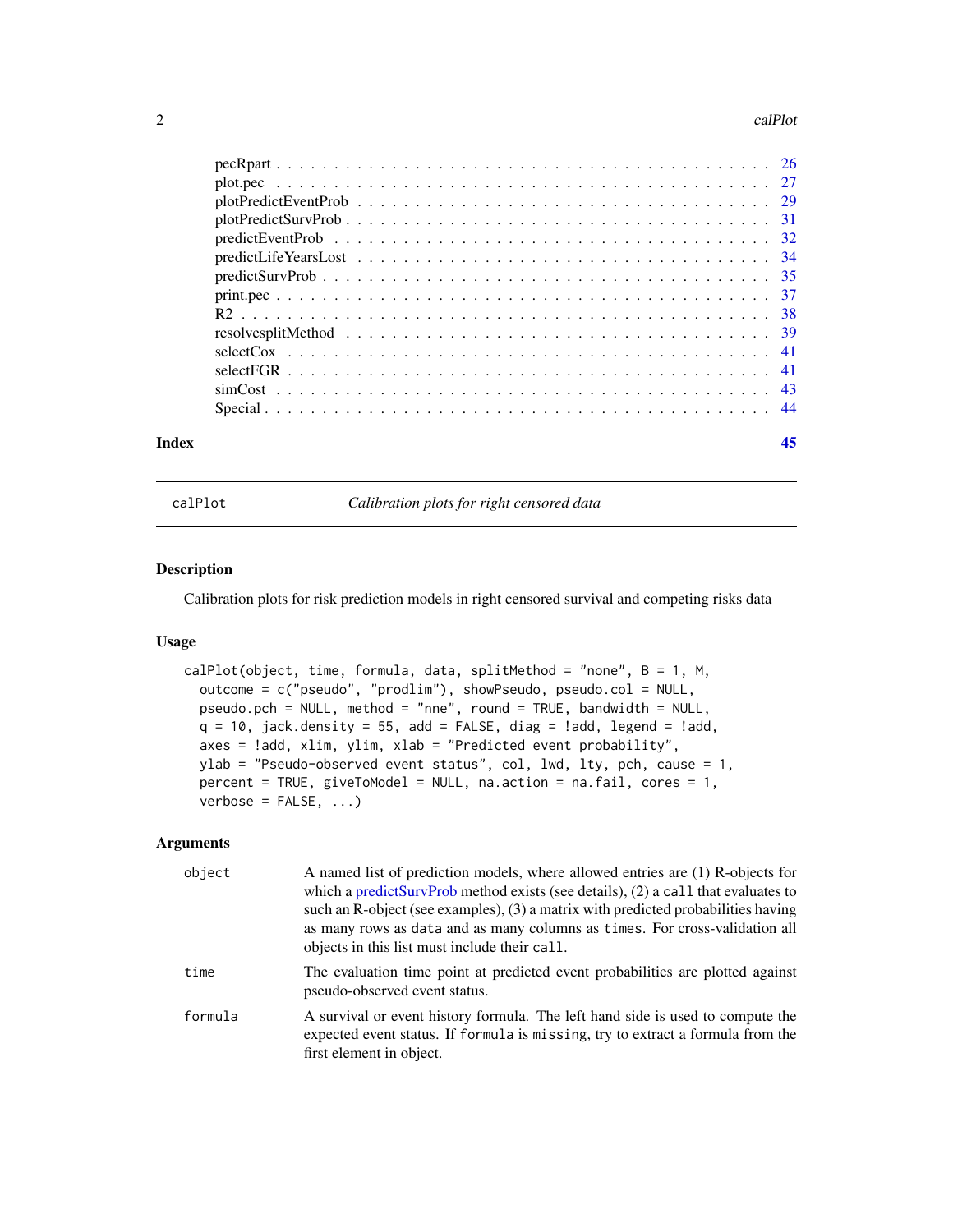pecRpart . . . . . . . . . . . . . . . . . . . . . . . . . . . . . . . . . . . . . . . . 26
plot.pec . . . . . . . . . . . . . . . . . . . . . . . . . . . . . . . . . . . . . . . . 27
plotPredictEventProb . . . . . . . . . . . . . . . . . . . . . . . . . . . . . . . . . . 29
plotPredictSurvProb . . . . . . . . . . . . . . . . . . . . . . . . . . . . . . . . . . . 31
predictEventProb . . . . . . . . . . . . . . . . . . . . . . . . . . . . . . . . . . . . 32
predictLifeYearsLost . . . . . . . . . . . . . . . . . . . . . . . . . . . . . . . . . . 34
predictSurvProb . . . . . . . . . . . . . . . . . . . . . . . . . . . . . . . . . . . . . 35
print.pec . . . . . . . . . . . . . . . . . . . . . . . . . . . . . . . . . . . . . . . . 37
R2 . . . . . . . . . . . . . . . . . . . . . . . . . . . . . . . . . . . . . . . . . . . 38
resolvesplitMethod . . . . . . . . . . . . . . . . . . . . . . . . . . . . . . . . . . . 39
selectCox . . . . . . . . . . . . . . . . . . . . . . . . . . . . . . . . . . . . . . . 41
selectFGR . . . . . . . . . . . . . . . . . . . . . . . . . . . . . . . . . . . . . . . 41
simCost . . . . . . . . . . . . . . . . . . . . . . . . . . . . . . . . . . . . . . . . 43
Special . . . . . . . . . . . . . . . . . . . . . . . . . . . . . . . . . . . . . . . . 44

**Index** 45

---

## calPlot — *Calibration plots for right censored data*

### Description

Calibration plots for risk prediction models in right censored survival and competing risks data

### Usage

```
calPlot(object, time, formula, data, splitMethod = "none", B = 1, M,
  outcome = c("pseudo", "prodlim"), showPseudo, pseudo.col = NULL,
  pseudo.pch = NULL, method = "nne", round = TRUE, bandwidth = NULL,
  q = 10, jack.density = 55, add = FALSE, diag = !add, legend = !add,
  axes = !add, xlim, ylim, xlab = "Predicted event probability",
  ylab = "Pseudo-observed event status", col, lwd, lty, pch, cause = 1,
  percent = TRUE, giveToModel = NULL, na.action = na.fail, cores = 1,
  verbose = FALSE, ...)
```

### Arguments

| | |
|---|---|
| `object` | A named list of prediction models, where allowed entries are (1) R-objects for which a predictSurvProb method exists (see details), (2) a `call` that evaluates to such an R-object (see examples), (3) a matrix with predicted probabilities having as many rows as `data` and as many columns as `times`. For cross-validation all objects in this list must include their `call`. |
| `time` | The evaluation time point at predicted event probabilities are plotted against pseudo-observed event status. |
| `formula` | A survival or event history formula. The left hand side is used to compute the expected event status. If `formula` is `missing`, try to extract a formula from the first element in object. |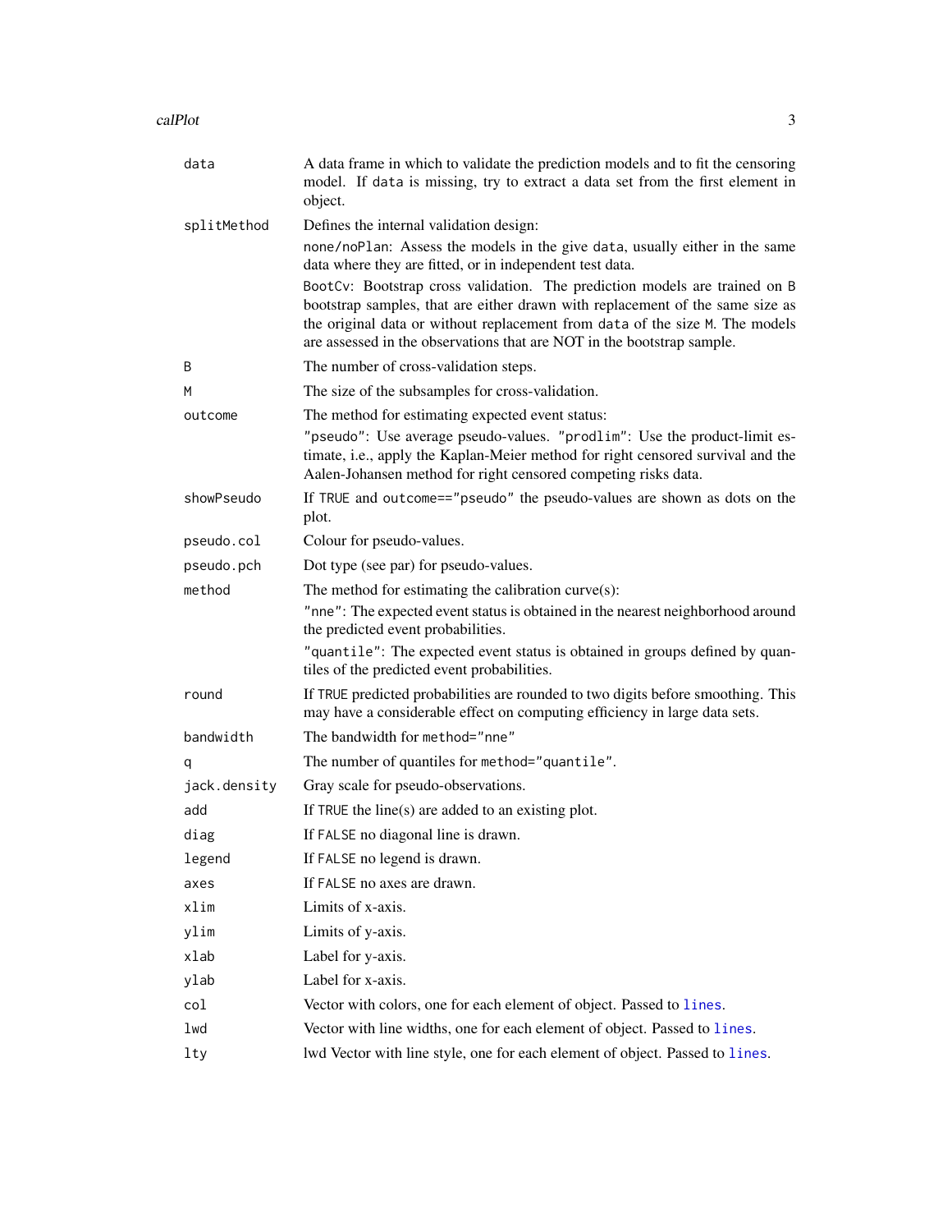| | |
|---|---|
| `data` | A data frame in which to validate the prediction models and to fit the censoring model. If `data` is missing, try to extract a data set from the first element in object. |
| `splitMethod` | Defines the internal validation design:<br>`none/noPlan`: Assess the models in the give `data`, usually either in the same data where they are fitted, or in independent test data.<br>`BootCv`: Bootstrap cross validation. The prediction models are trained on `B` bootstrap samples, that are either drawn with replacement of the same size as the original data or without replacement from `data` of the size `M`. The models are assessed in the observations that are NOT in the bootstrap sample. |
| `B` | The number of cross-validation steps. |
| `M` | The size of the subsamples for cross-validation. |
| `outcome` | The method for estimating expected event status:<br>`"pseudo"`: Use average pseudo-values. `"prodlim"`: Use the product-limit estimate, i.e., apply the Kaplan-Meier method for right censored survival and the Aalen-Johansen method for right censored competing risks data. |
| `showPseudo` | If `TRUE` and `outcome=="pseudo"` the pseudo-values are shown as dots on the plot. |
| `pseudo.col` | Colour for pseudo-values. |
| `pseudo.pch` | Dot type (see par) for pseudo-values. |
| `method` | The method for estimating the calibration curve(s):<br>`"nne"`: The expected event status is obtained in the nearest neighborhood around the predicted event probabilities.<br>`"quantile"`: The expected event status is obtained in groups defined by quantiles of the predicted event probabilities. |
| `round` | If `TRUE` predicted probabilities are rounded to two digits before smoothing. This may have a considerable effect on computing efficiency in large data sets. |
| `bandwidth` | The bandwidth for `method="nne"` |
| `q` | The number of quantiles for `method="quantile"`. |
| `jack.density` | Gray scale for pseudo-observations. |
| `add` | If `TRUE` the line(s) are added to an existing plot. |
| `diag` | If `FALSE` no diagonal line is drawn. |
| `legend` | If `FALSE` no legend is drawn. |
| `axes` | If `FALSE` no axes are drawn. |
| `xlim` | Limits of x-axis. |
| `ylim` | Limits of y-axis. |
| `xlab` | Label for y-axis. |
| `ylab` | Label for x-axis. |
| `col` | Vector with colors, one for each element of object. Passed to `lines`. |
| `lwd` | Vector with line widths, one for each element of object. Passed to `lines`. |
| `lty` | lwd Vector with line style, one for each element of object. Passed to `lines`. |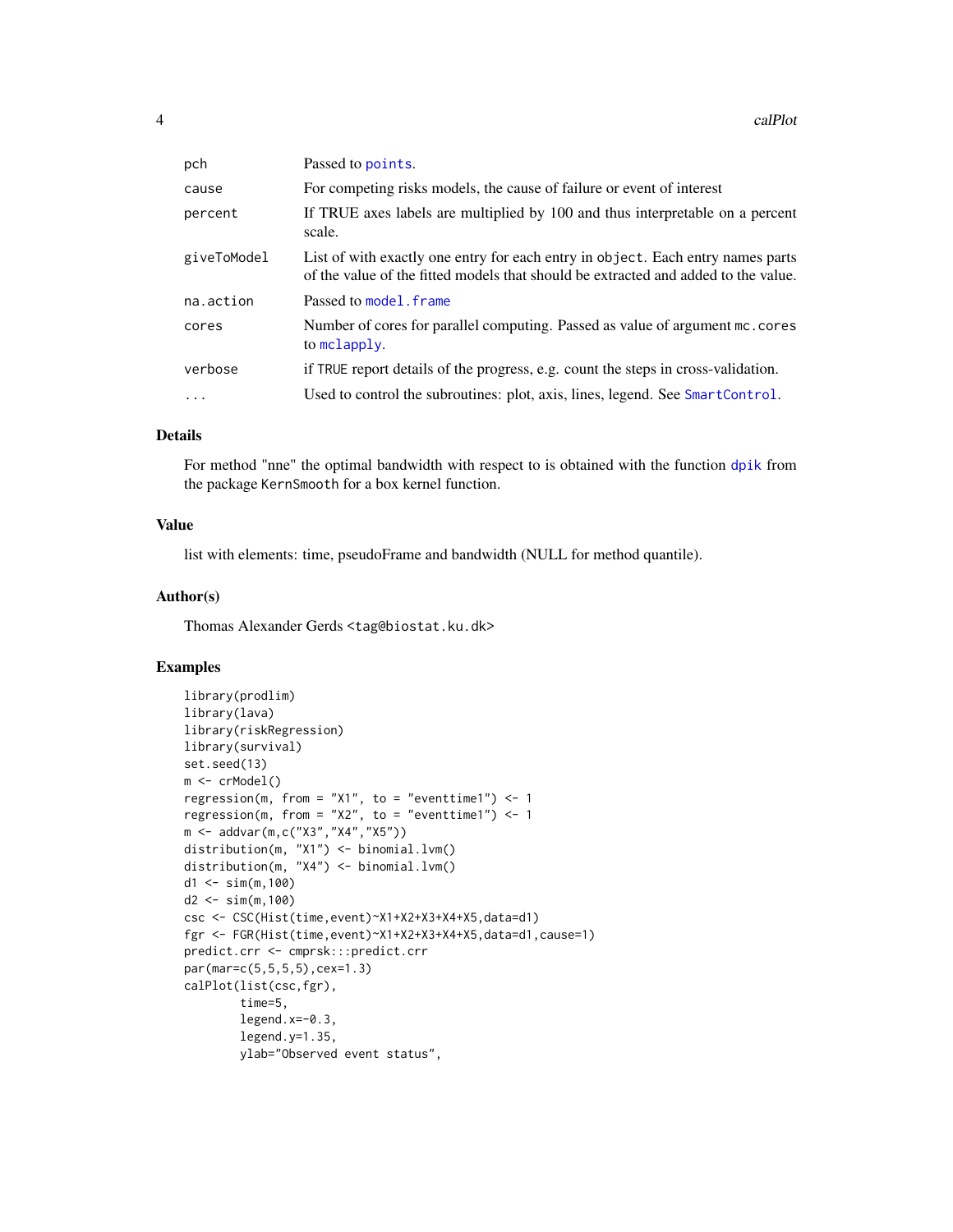| | |
|---|---|
| pch | Passed to `points`. |
| cause | For competing risks models, the cause of failure or event of interest |
| percent | If TRUE axes labels are multiplied by 100 and thus interpretable on a percent scale. |
| giveToModel | List of with exactly one entry for each entry in `object`. Each entry names parts of the value of the fitted models that should be extracted and added to the value. |
| na.action | Passed to `model.frame` |
| cores | Number of cores for parallel computing. Passed as value of argument `mc.cores` to `mclapply`. |
| verbose | if TRUE report details of the progress, e.g. count the steps in cross-validation. |
| ... | Used to control the subroutines: plot, axis, lines, legend. See `SmartControl`. |

## Details

For method "nne" the optimal bandwidth with respect to is obtained with the function `dpik` from the package KernSmooth for a box kernel function.

## Value

list with elements: time, pseudoFrame and bandwidth (NULL for method quantile).

## Author(s)

Thomas Alexander Gerds <tag@biostat.ku.dk>

## Examples

```
library(prodlim)
library(lava)
library(riskRegression)
library(survival)
set.seed(13)
m <- crModel()
regression(m, from = "X1", to = "eventtime1") <- 1
regression(m, from = "X2", to = "eventtime1") <- 1
m <- addvar(m,c("X3","X4","X5"))
distribution(m, "X1") <- binomial.lvm()
distribution(m, "X4") <- binomial.lvm()
d1 <- sim(m,100)
d2 <- sim(m,100)
csc <- CSC(Hist(time,event)~X1+X2+X3+X4+X5,data=d1)
fgr <- FGR(Hist(time,event)~X1+X2+X3+X4+X5,data=d1,cause=1)
predict.crr <- cmprsk:::predict.crr
par(mar=c(5,5,5,5),cex=1.3)
calPlot(list(csc,fgr),
        time=5,
        legend.x=-0.3,
        legend.y=1.35,
        ylab="Observed event status",
```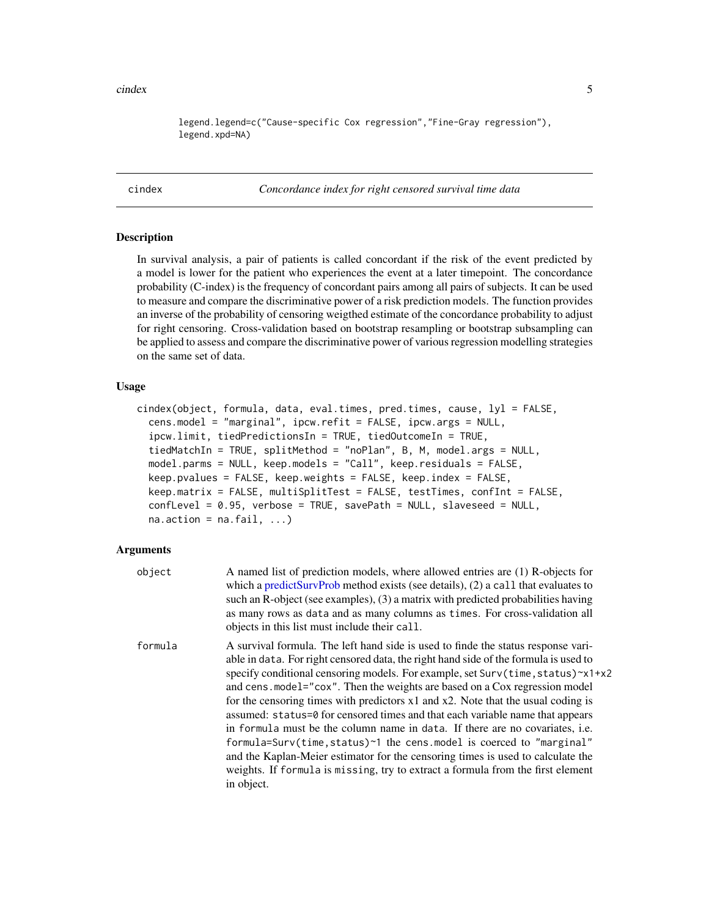```
legend.legend=c("Cause-specific Cox regression","Fine-Gray regression"),
legend.xpd=NA)
```

## cindex — *Concordance index for right censored survival time data*

### Description

In survival analysis, a pair of patients is called concordant if the risk of the event predicted by a model is lower for the patient who experiences the event at a later timepoint. The concordance probability (C-index) is the frequency of concordant pairs among all pairs of subjects. It can be used to measure and compare the discriminative power of a risk prediction models. The function provides an inverse of the probability of censoring weigthed estimate of the concordance probability to adjust for right censoring. Cross-validation based on bootstrap resampling or bootstrap subsampling can be applied to assess and compare the discriminative power of various regression modelling strategies on the same set of data.

### Usage

```
cindex(object, formula, data, eval.times, pred.times, cause, lyl = FALSE,
  cens.model = "marginal", ipcw.refit = FALSE, ipcw.args = NULL,
  ipcw.limit, tiedPredictionsIn = TRUE, tiedOutcomeIn = TRUE,
  tiedMatchIn = TRUE, splitMethod = "noPlan", B, M, model.args = NULL,
  model.parms = NULL, keep.models = "Call", keep.residuals = FALSE,
  keep.pvalues = FALSE, keep.weights = FALSE, keep.index = FALSE,
  keep.matrix = FALSE, multiSplitTest = FALSE, testTimes, confInt = FALSE,
  confLevel = 0.95, verbose = TRUE, savePath = NULL, slaveseed = NULL,
  na.action = na.fail, ...)
```

### Arguments

| | |
|---|---|
| `object` | A named list of prediction models, where allowed entries are (1) R-objects for which a predictSurvProb method exists (see details), (2) a `call` that evaluates to such an R-object (see examples), (3) a matrix with predicted probabilities having as many rows as `data` and as many columns as `times`. For cross-validation all objects in this list must include their `call`. |
| `formula` | A survival formula. The left hand side is used to finde the status response variable in `data`. For right censored data, the right hand side of the formula is used to specify conditional censoring models. For example, set `Surv(time,status)~x1+x2` and `cens.model="cox"`. Then the weights are based on a Cox regression model for the censoring times with predictors x1 and x2. Note that the usual coding is assumed: `status=0` for censored times and that each variable name that appears in `formula` must be the column name in `data`. If there are no covariates, i.e. `formula=Surv(time,status)~1` the `cens.model` is coerced to `"marginal"` and the Kaplan-Meier estimator for the censoring times is used to calculate the weights. If `formula` is `missing`, try to extract a formula from the first element in object. |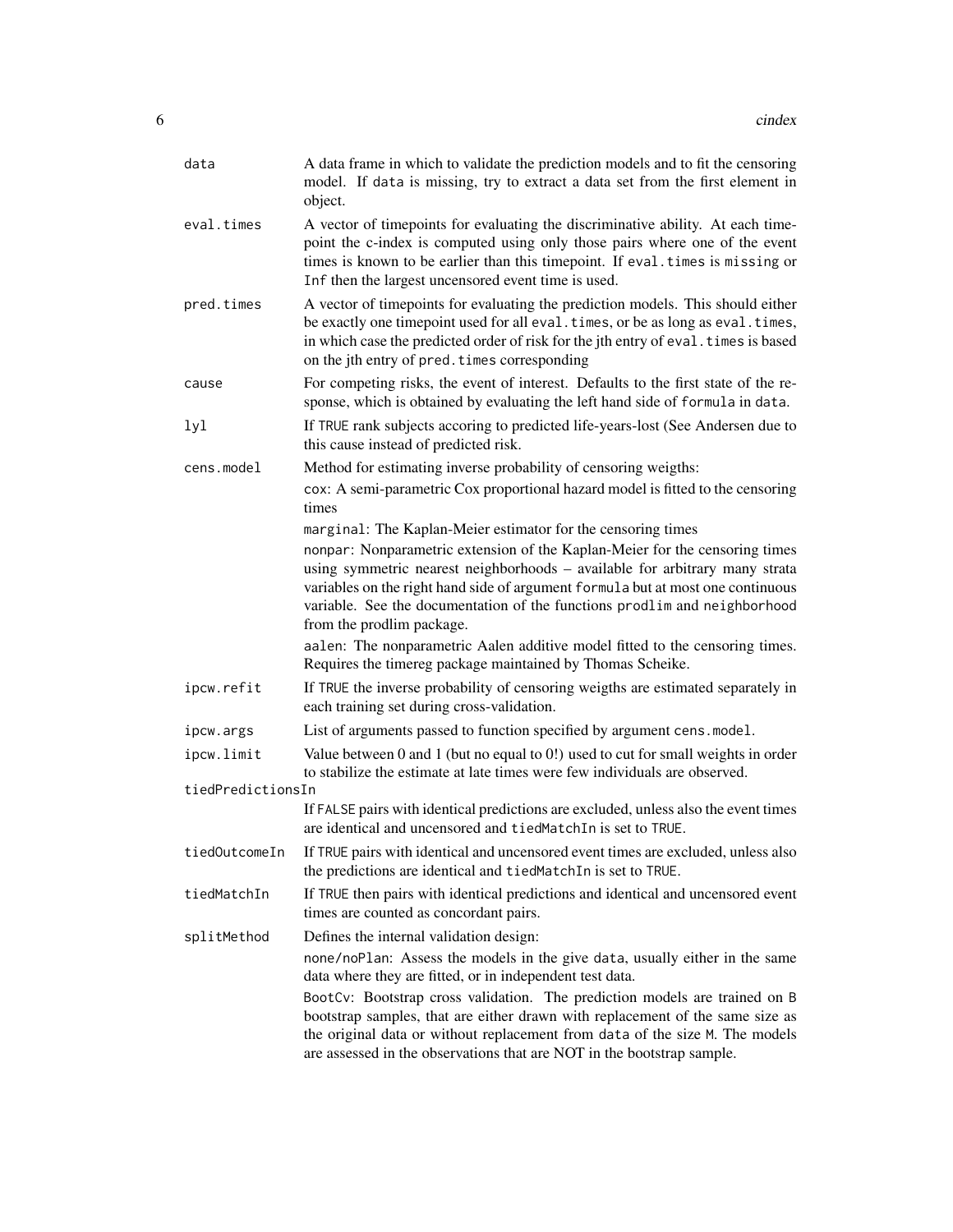| | |
|---|---|
| `data` | A data frame in which to validate the prediction models and to fit the censoring model. If `data` is missing, try to extract a data set from the first element in object. |
| `eval.times` | A vector of timepoints for evaluating the discriminative ability. At each timepoint the c-index is computed using only those pairs where one of the event times is known to be earlier than this timepoint. If `eval.times` is `missing` or `Inf` then the largest uncensored event time is used. |
| `pred.times` | A vector of timepoints for evaluating the prediction models. This should either be exactly one timepoint used for all `eval.times`, or be as long as `eval.times`, in which case the predicted order of risk for the jth entry of `eval.times` is based on the jth entry of `pred.times` corresponding |
| `cause` | For competing risks, the event of interest. Defaults to the first state of the response, which is obtained by evaluating the left hand side of `formula` in `data`. |
| `lyl` | If `TRUE` rank subjects accoring to predicted life-years-lost (See Andersen due to this cause instead of predicted risk. |
| `cens.model` | Method for estimating inverse probability of censoring weigths:<br>`cox`: A semi-parametric Cox proportional hazard model is fitted to the censoring times<br>`marginal`: The Kaplan-Meier estimator for the censoring times<br>`nonpar`: Nonparametric extension of the Kaplan-Meier for the censoring times using symmetric nearest neighborhoods – available for arbitrary many strata variables on the right hand side of argument `formula` but at most one continuous variable. See the documentation of the functions `prodlim` and `neighborhood` from the prodlim package.<br>`aalen`: The nonparametric Aalen additive model fitted to the censoring times. Requires the timereg package maintained by Thomas Scheike. |
| `ipcw.refit` | If `TRUE` the inverse probability of censoring weigths are estimated separately in each training set during cross-validation. |
| `ipcw.args` | List of arguments passed to function specified by argument `cens.model`. |
| `ipcw.limit` | Value between 0 and 1 (but no equal to 0!) used to cut for small weights in order to stabilize the estimate at late times were few individuals are observed. |
| `tiedPredictionsIn` | If `FALSE` pairs with identical predictions are excluded, unless also the event times are identical and uncensored and `tiedMatchIn` is set to `TRUE`. |
| `tiedOutcomeIn` | If `TRUE` pairs with identical and uncensored event times are excluded, unless also the predictions are identical and `tiedMatchIn` is set to `TRUE`. |
| `tiedMatchIn` | If `TRUE` then pairs with identical predictions and identical and uncensored event times are counted as concordant pairs. |
| `splitMethod` | Defines the internal validation design:<br>`none/noPlan`: Assess the models in the give `data`, usually either in the same data where they are fitted, or in independent test data.<br>`BootCv`: Bootstrap cross validation. The prediction models are trained on `B` bootstrap samples, that are either drawn with replacement of the same size as the original data or without replacement from `data` of the size `M`. The models are assessed in the observations that are NOT in the bootstrap sample. |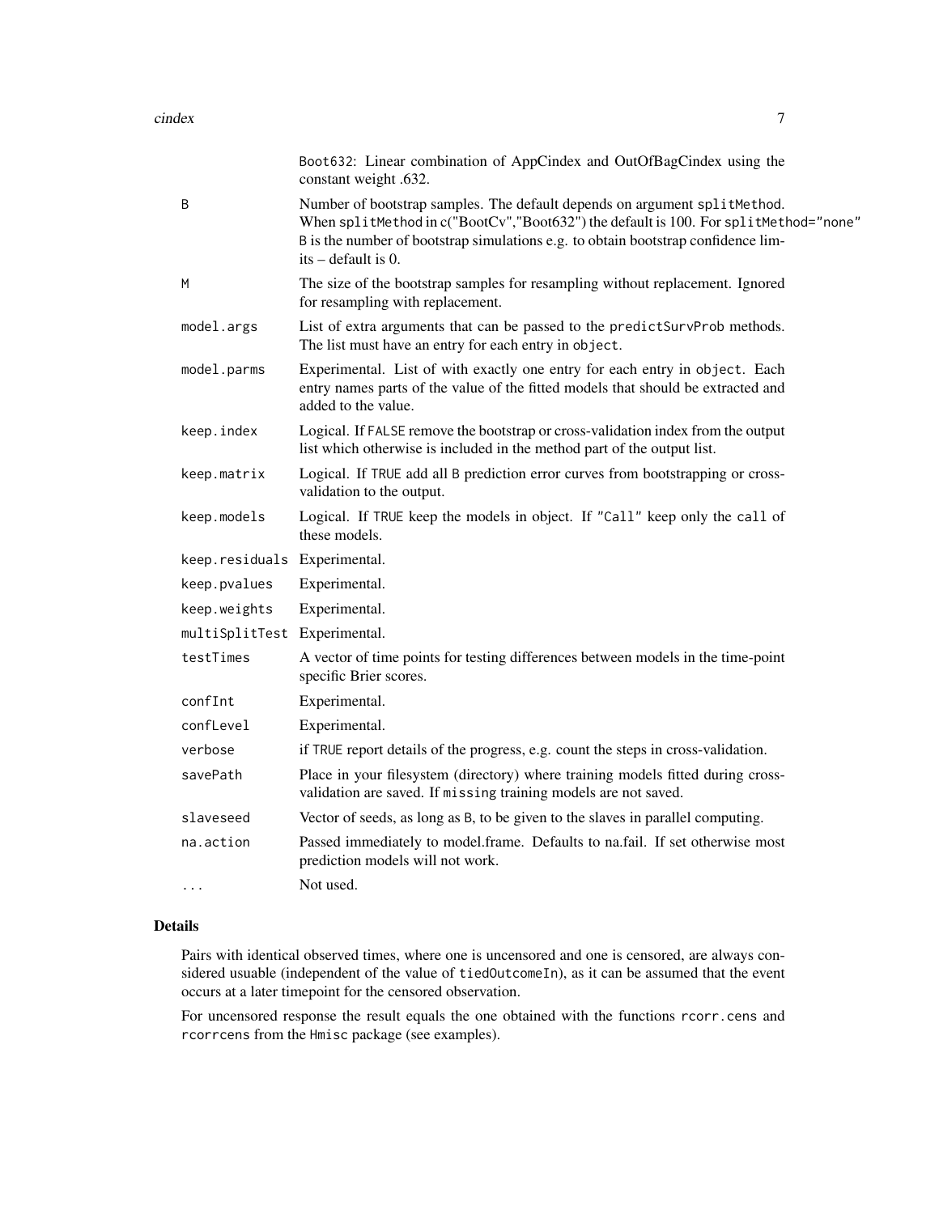| | |
|---|---|
| | Boot632: Linear combination of AppCindex and OutOfBagCindex using the constant weight .632. |
| B | Number of bootstrap samples. The default depends on argument splitMethod. When splitMethod in c("BootCv","Boot632") the default is 100. For splitMethod="none" B is the number of bootstrap simulations e.g. to obtain bootstrap confidence limits – default is 0. |
| M | The size of the bootstrap samples for resampling without replacement. Ignored for resampling with replacement. |
| model.args | List of extra arguments that can be passed to the predictSurvProb methods. The list must have an entry for each entry in object. |
| model.parms | Experimental. List of with exactly one entry for each entry in object. Each entry names parts of the value of the fitted models that should be extracted and added to the value. |
| keep.index | Logical. If FALSE remove the bootstrap or cross-validation index from the output list which otherwise is included in the method part of the output list. |
| keep.matrix | Logical. If TRUE add all B prediction error curves from bootstrapping or cross-validation to the output. |
| keep.models | Logical. If TRUE keep the models in object. If "Call" keep only the call of these models. |
| keep.residuals | Experimental. |
| keep.pvalues | Experimental. |
| keep.weights | Experimental. |
| multiSplitTest | Experimental. |
| testTimes | A vector of time points for testing differences between models in the time-point specific Brier scores. |
| confInt | Experimental. |
| confLevel | Experimental. |
| verbose | if TRUE report details of the progress, e.g. count the steps in cross-validation. |
| savePath | Place in your filesystem (directory) where training models fitted during cross-validation are saved. If missing training models are not saved. |
| slaveseed | Vector of seeds, as long as B, to be given to the slaves in parallel computing. |
| na.action | Passed immediately to model.frame. Defaults to na.fail. If set otherwise most prediction models will not work. |
| ... | Not used. |

## Details

Pairs with identical observed times, where one is uncensored and one is censored, are always considered usuable (independent of the value of tiedOutcomeIn), as it can be assumed that the event occurs at a later timepoint for the censored observation.

For uncensored response the result equals the one obtained with the functions rcorr.cens and rcorrcens from the Hmisc package (see examples).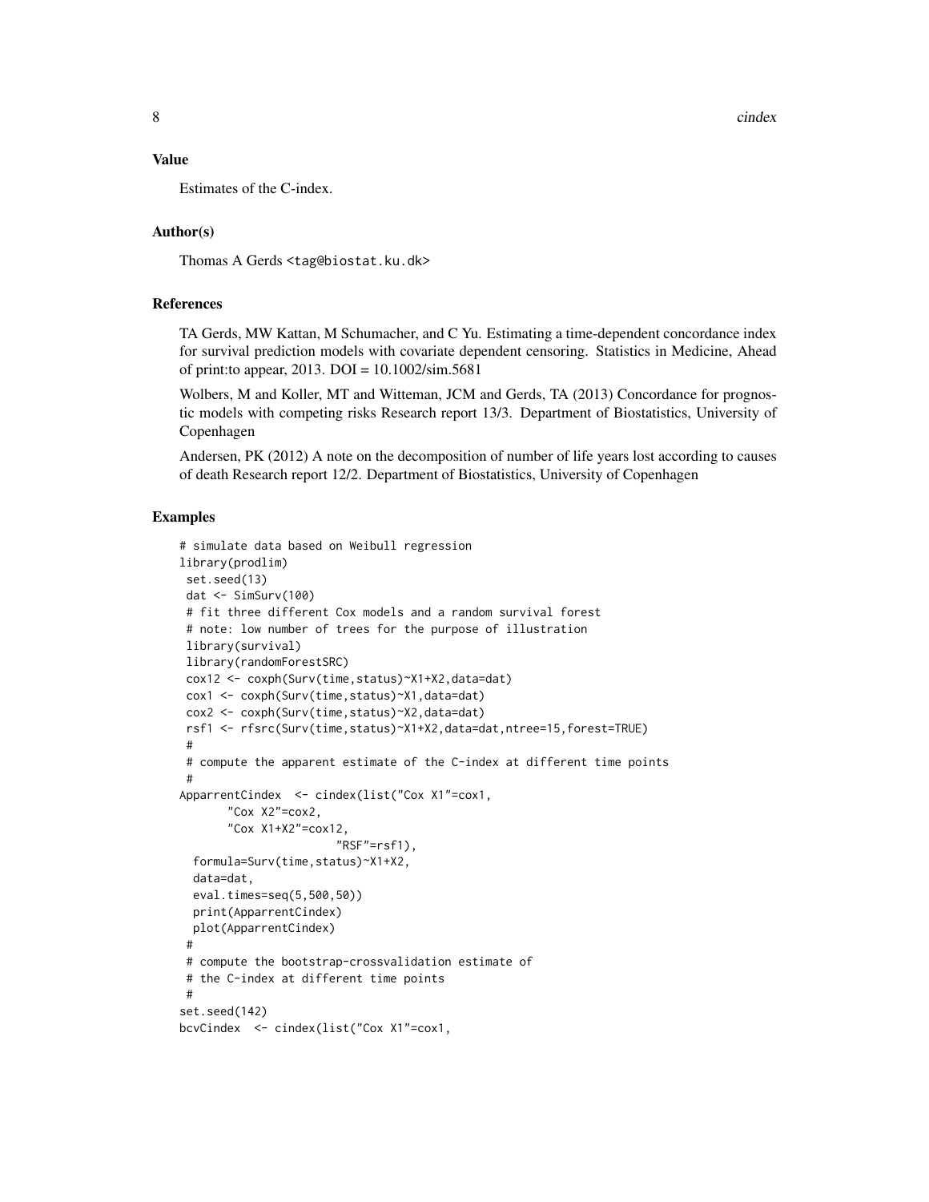## Value

Estimates of the C-index.

## Author(s)

Thomas A Gerds <tag@biostat.ku.dk>

## References

TA Gerds, MW Kattan, M Schumacher, and C Yu. Estimating a time-dependent concordance index for survival prediction models with covariate dependent censoring. Statistics in Medicine, Ahead of print:to appear, 2013. DOI = 10.1002/sim.5681

Wolbers, M and Koller, MT and Witteman, JCM and Gerds, TA (2013) Concordance for prognostic models with competing risks Research report 13/3. Department of Biostatistics, University of Copenhagen

Andersen, PK (2012) A note on the decomposition of number of life years lost according to causes of death Research report 12/2. Department of Biostatistics, University of Copenhagen

## Examples

```
# simulate data based on Weibull regression
library(prodlim)
 set.seed(13)
 dat <- SimSurv(100)
 # fit three different Cox models and a random survival forest
 # note: low number of trees for the purpose of illustration
 library(survival)
 library(randomForestSRC)
 cox12 <- coxph(Surv(time,status)~X1+X2,data=dat)
 cox1 <- coxph(Surv(time,status)~X1,data=dat)
 cox2 <- coxph(Surv(time,status)~X2,data=dat)
 rsf1 <- rfsrc(Surv(time,status)~X1+X2,data=dat,ntree=15,forest=TRUE)
 #
 # compute the apparent estimate of the C-index at different time points
 #
ApparrentCindex  <- cindex(list("Cox X1"=cox1,
       "Cox X2"=cox2,
       "Cox X1+X2"=cox12,
                       "RSF"=rsf1),
  formula=Surv(time,status)~X1+X2,
  data=dat,
  eval.times=seq(5,500,50))
  print(ApparrentCindex)
  plot(ApparrentCindex)
 #
 # compute the bootstrap-crossvalidation estimate of
 # the C-index at different time points
 #
set.seed(142)
bcvCindex  <- cindex(list("Cox X1"=cox1,
```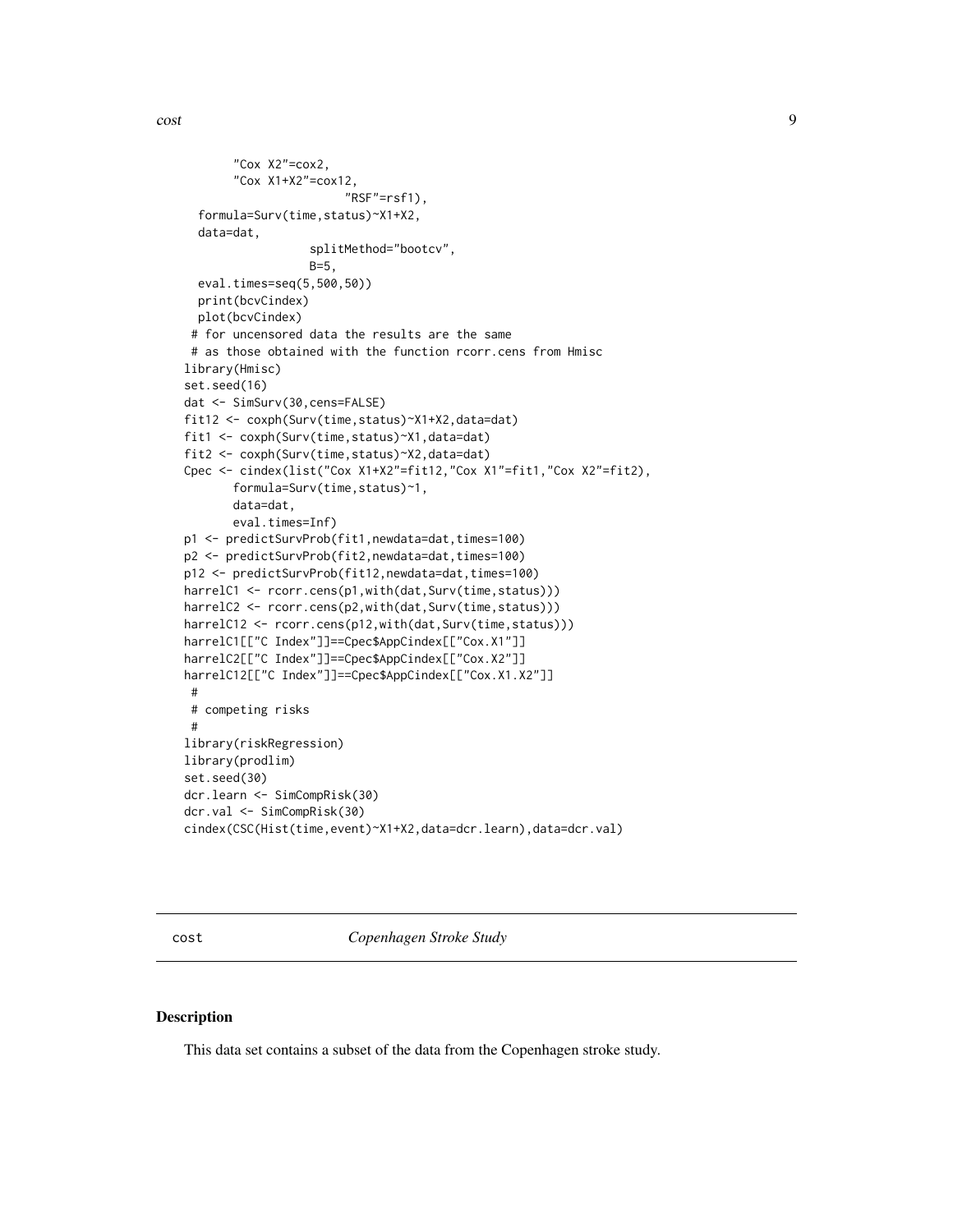```
        "Cox X2"=cox2,
        "Cox X1+X2"=cox12,
                        "RSF"=rsf1),
  formula=Surv(time,status)~X1+X2,
  data=dat,
                splitMethod="bootcv",
                B=5,
  eval.times=seq(5,500,50))
  print(bcvCindex)
  plot(bcvCindex)
 # for uncensored data the results are the same
 # as those obtained with the function rcorr.cens from Hmisc
library(Hmisc)
set.seed(16)
dat <- SimSurv(30,cens=FALSE)
fit12 <- coxph(Surv(time,status)~X1+X2,data=dat)
fit1 <- coxph(Surv(time,status)~X1,data=dat)
fit2 <- coxph(Surv(time,status)~X2,data=dat)
Cpec <- cindex(list("Cox X1+X2"=fit12,"Cox X1"=fit1,"Cox X2"=fit2),
       formula=Surv(time,status)~1,
       data=dat,
       eval.times=Inf)
p1 <- predictSurvProb(fit1,newdata=dat,times=100)
p2 <- predictSurvProb(fit2,newdata=dat,times=100)
p12 <- predictSurvProb(fit12,newdata=dat,times=100)
harrelC1 <- rcorr.cens(p1,with(dat,Surv(time,status)))
harrelC2 <- rcorr.cens(p2,with(dat,Surv(time,status)))
harrelC12 <- rcorr.cens(p12,with(dat,Surv(time,status)))
harrelC1[["C Index"]]==Cpec$AppCindex[["Cox.X1"]]
harrelC2[["C Index"]]==Cpec$AppCindex[["Cox.X2"]]
harrelC12[["C Index"]]==Cpec$AppCindex[["Cox.X1.X2"]]
 #
 # competing risks
 #
library(riskRegression)
library(prodlim)
set.seed(30)
dcr.learn <- SimCompRisk(30)
dcr.val <- SimCompRisk(30)
cindex(CSC(Hist(time,event)~X1+X2,data=dcr.learn),data=dcr.val)
```

---

cost *Copenhagen Stroke Study*

---

## Description

This data set contains a subset of the data from the Copenhagen stroke study.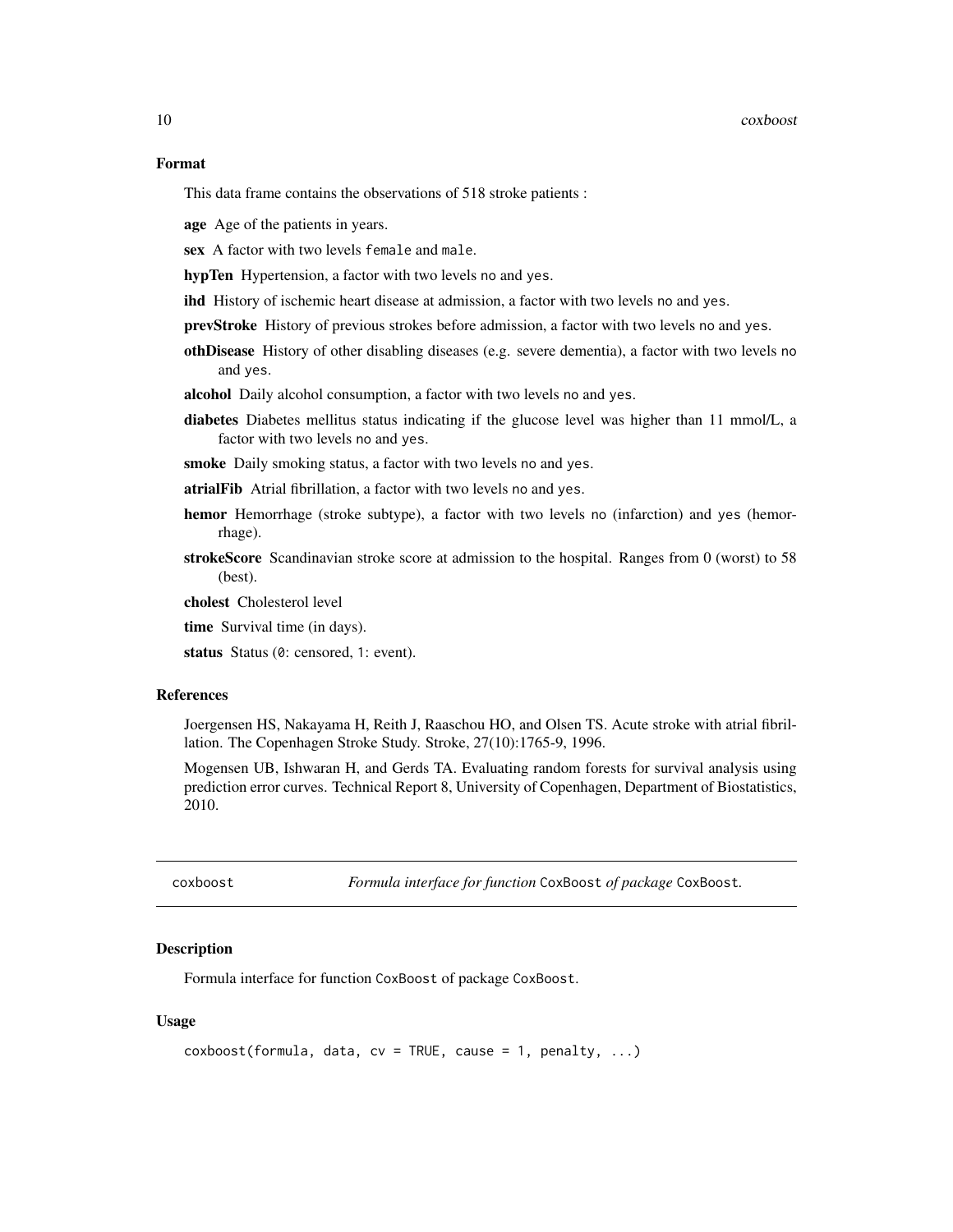### Format

This data frame contains the observations of 518 stroke patients :

**age** Age of the patients in years.

**sex** A factor with two levels `female` and `male`.

**hypTen** Hypertension, a factor with two levels `no` and `yes`.

**ihd** History of ischemic heart disease at admission, a factor with two levels `no` and `yes`.

**prevStroke** History of previous strokes before admission, a factor with two levels `no` and `yes`.

**othDisease** History of other disabling diseases (e.g. severe dementia), a factor with two levels `no` and `yes`.

**alcohol** Daily alcohol consumption, a factor with two levels `no` and `yes`.

**diabetes** Diabetes mellitus status indicating if the glucose level was higher than 11 mmol/L, a factor with two levels `no` and `yes`.

**smoke** Daily smoking status, a factor with two levels `no` and `yes`.

**atrialFib** Atrial fibrillation, a factor with two levels `no` and `yes`.

**hemor** Hemorrhage (stroke subtype), a factor with two levels `no` (infarction) and `yes` (hemorrhage).

**strokeScore** Scandinavian stroke score at admission to the hospital. Ranges from 0 (worst) to 58 (best).

**cholest** Cholesterol level

**time** Survival time (in days).

**status** Status (`0`: censored, `1`: event).

### References

Joergensen HS, Nakayama H, Reith J, Raaschou HO, and Olsen TS. Acute stroke with atrial fibrillation. The Copenhagen Stroke Study. Stroke, 27(10):1765-9, 1996.

Mogensen UB, Ishwaran H, and Gerds TA. Evaluating random forests for survival analysis using prediction error curves. Technical Report 8, University of Copenhagen, Department of Biostatistics, 2010.

---

## coxboost — *Formula interface for function* `CoxBoost` *of package* `CoxBoost`.

### Description

Formula interface for function `CoxBoost` of package `CoxBoost`.

### Usage

```
coxboost(formula, data, cv = TRUE, cause = 1, penalty, ...)
```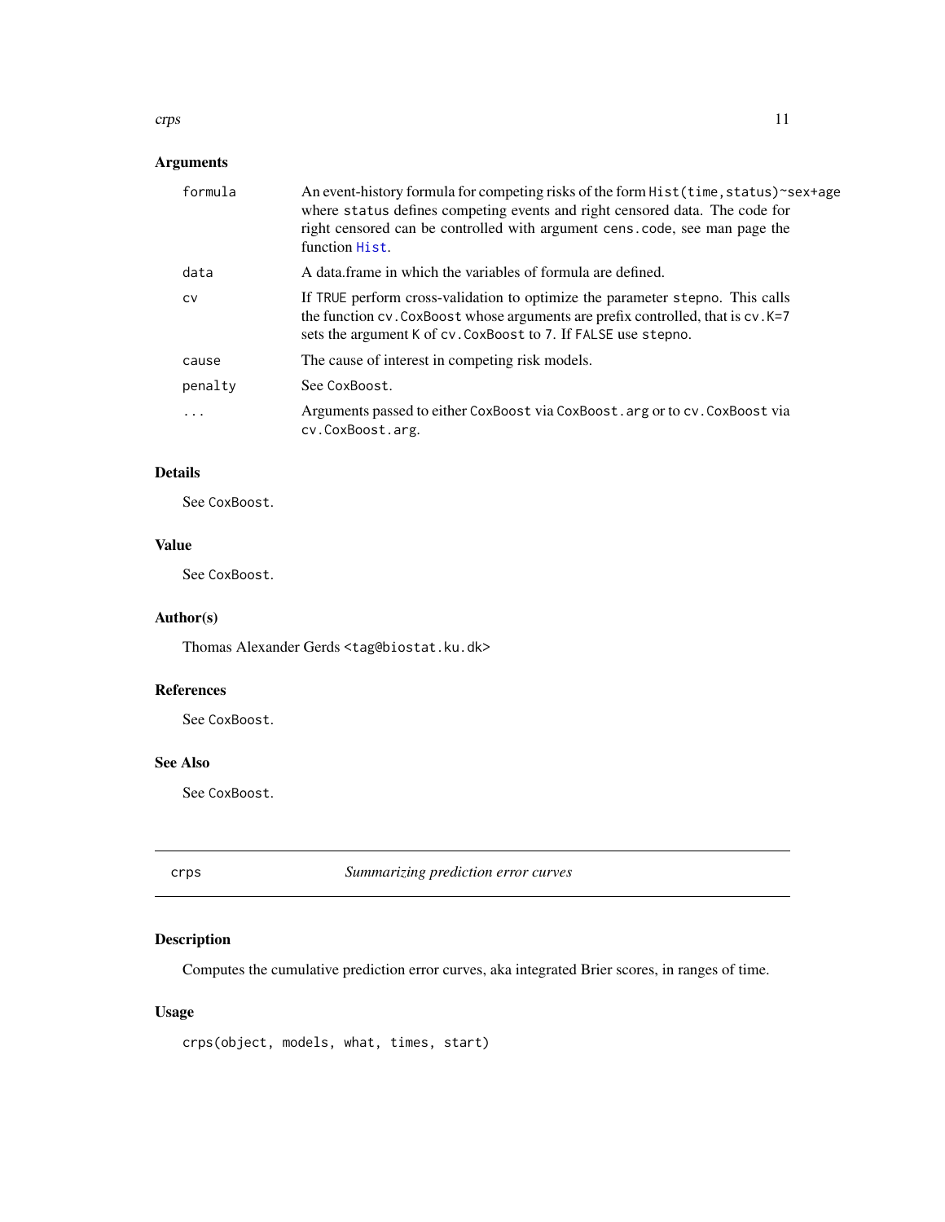## Arguments

| | |
|---|---|
| `formula` | An event-history formula for competing risks of the form `Hist(time,status)~sex+age` where `status` defines competing events and right censored data. The code for right censored can be controlled with argument `cens.code`, see man page the function `Hist`. |
| `data` | A data.frame in which the variables of formula are defined. |
| `cv` | If `TRUE` perform cross-validation to optimize the parameter `stepno`. This calls the function `cv.CoxBoost` whose arguments are prefix controlled, that is `cv.K=7` sets the argument `K` of `cv.CoxBoost` to `7`. If `FALSE` use `stepno`. |
| `cause` | The cause of interest in competing risk models. |
| `penalty` | See `CoxBoost`. |
| `...` | Arguments passed to either `CoxBoost` via `CoxBoost.arg` or to `cv.CoxBoost` via `cv.CoxBoost.arg`. |

## Details

See `CoxBoost`.

## Value

See `CoxBoost`.

## Author(s)

Thomas Alexander Gerds <tag@biostat.ku.dk>

## References

See `CoxBoost`.

## See Also

See `CoxBoost`.

---

# crps — *Summarizing prediction error curves*

## Description

Computes the cumulative prediction error curves, aka integrated Brier scores, in ranges of time.

## Usage

```
crps(object, models, what, times, start)
```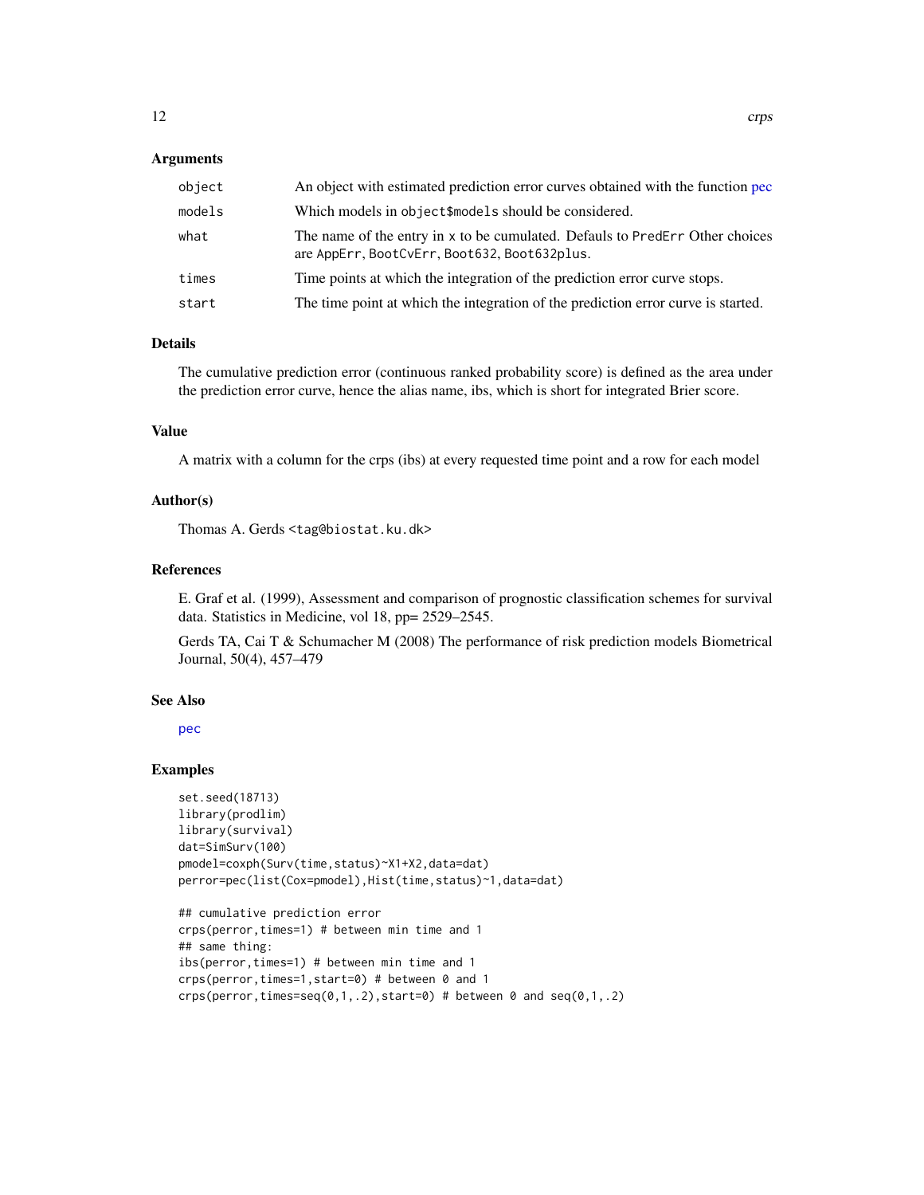### Arguments

| | |
|---|---|
| object | An object with estimated prediction error curves obtained with the function pec |
| models | Which models in object$models should be considered. |
| what | The name of the entry in x to be cumulated. Defauls to PredErr Other choices are AppErr, BootCvErr, Boot632, Boot632plus. |
| times | Time points at which the integration of the prediction error curve stops. |
| start | The time point at which the integration of the prediction error curve is started. |

### Details

The cumulative prediction error (continuous ranked probability score) is defined as the area under the prediction error curve, hence the alias name, ibs, which is short for integrated Brier score.

### Value

A matrix with a column for the crps (ibs) at every requested time point and a row for each model

### Author(s)

Thomas A. Gerds <tag@biostat.ku.dk>

### References

E. Graf et al. (1999), Assessment and comparison of prognostic classification schemes for survival data. Statistics in Medicine, vol 18, pp= 2529–2545.

Gerds TA, Cai T & Schumacher M (2008) The performance of risk prediction models Biometrical Journal, 50(4), 457–479

### See Also

pec

### Examples

```
set.seed(18713)
library(prodlim)
library(survival)
dat=SimSurv(100)
pmodel=coxph(Surv(time,status)~X1+X2,data=dat)
perror=pec(list(Cox=pmodel),Hist(time,status)~1,data=dat)

## cumulative prediction error
crps(perror,times=1) # between min time and 1
## same thing:
ibs(perror,times=1) # between min time and 1
crps(perror,times=1,start=0) # between 0 and 1
crps(perror,times=seq(0,1,.2),start=0) # between 0 and seq(0,1,.2)
```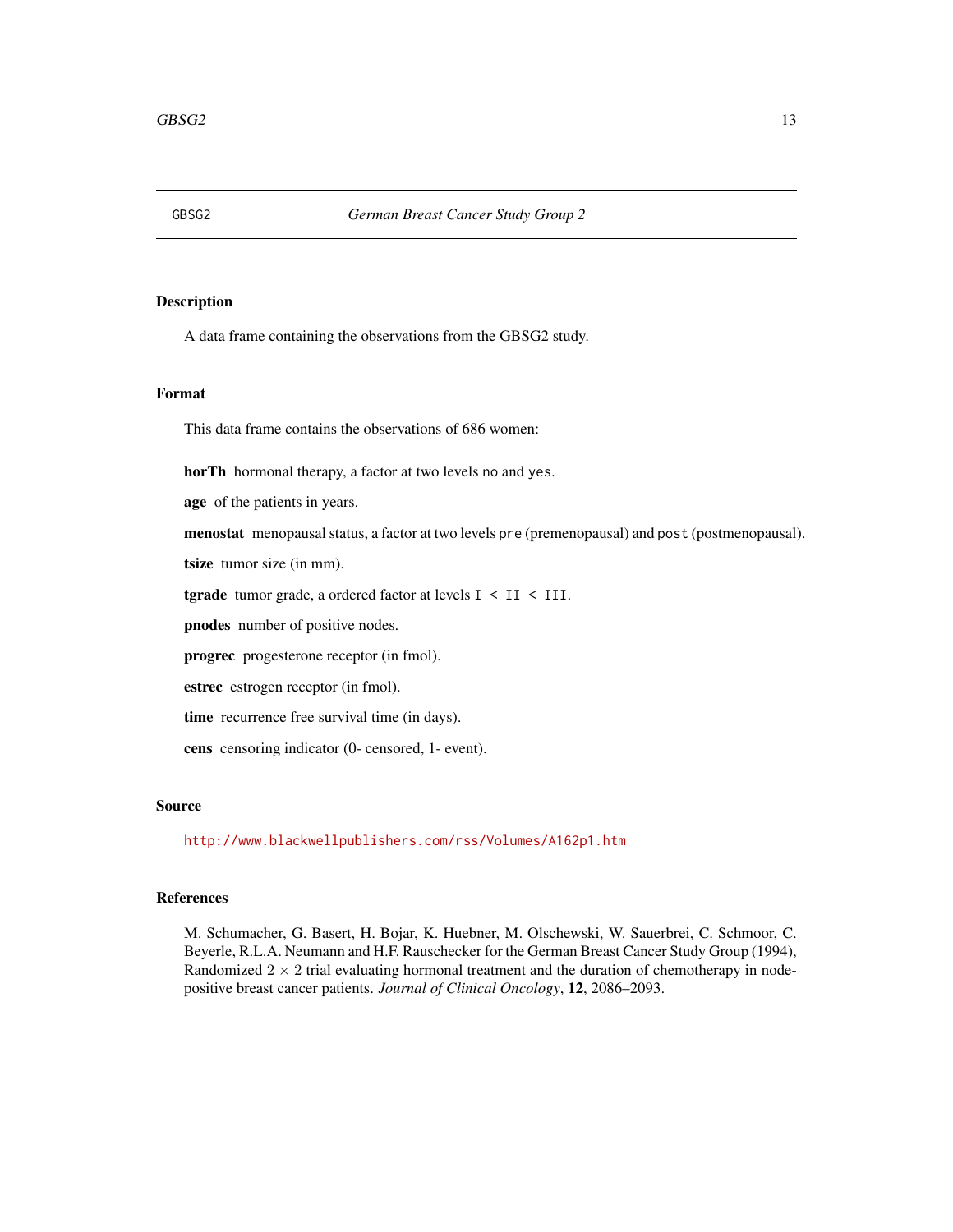GBSG2 *German Breast Cancer Study Group 2*

## Description

A data frame containing the observations from the GBSG2 study.

## Format

This data frame contains the observations of 686 women:

**horTh** hormonal therapy, a factor at two levels `no` and `yes`.

**age** of the patients in years.

**menostat** menopausal status, a factor at two levels `pre` (premenopausal) and `post` (postmenopausal).

**tsize** tumor size (in mm).

**tgrade** tumor grade, a ordered factor at levels `I < II < III`.

**pnodes** number of positive nodes.

**progrec** progesterone receptor (in fmol).

**estrec** estrogen receptor (in fmol).

**time** recurrence free survival time (in days).

**cens** censoring indicator (0- censored, 1- event).

## Source

http://www.blackwellpublishers.com/rss/Volumes/A162p1.htm

## References

M. Schumacher, G. Basert, H. Bojar, K. Huebner, M. Olschewski, W. Sauerbrei, C. Schmoor, C. Beyerle, R.L.A. Neumann and H.F. Rauschecker for the German Breast Cancer Study Group (1994), Randomized $2 \times 2$ trial evaluating hormonal treatment and the duration of chemotherapy in node-positive breast cancer patients. *Journal of Clinical Oncology*, **12**, 2086–2093.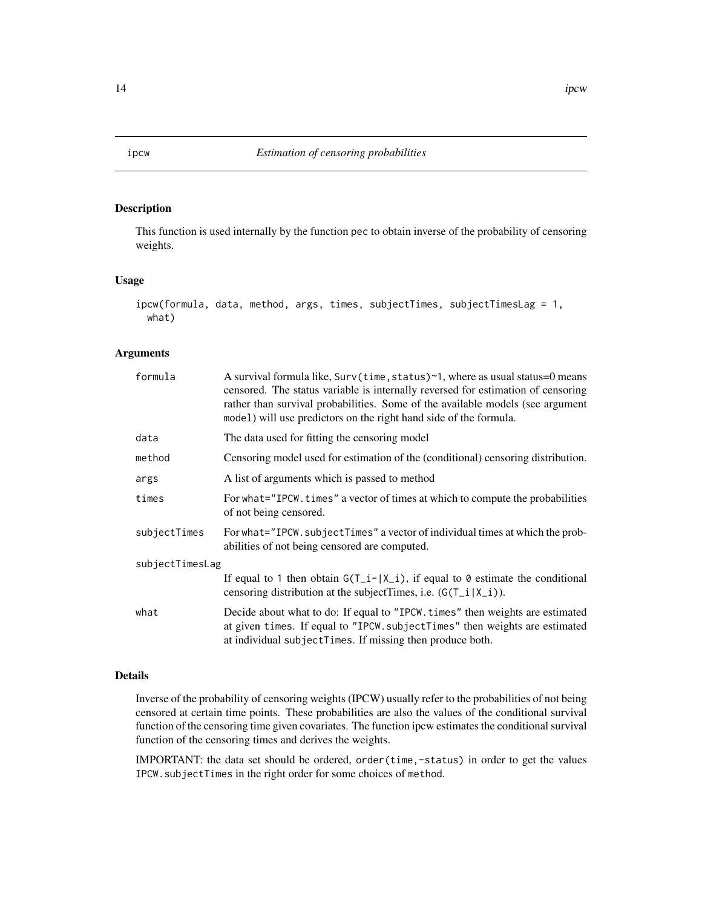## ipcw — *Estimation of censoring probabilities*

### Description

This function is used internally by the function pec to obtain inverse of the probability of censoring weights.

### Usage

```
ipcw(formula, data, method, args, times, subjectTimes, subjectTimesLag = 1,
  what)
```

### Arguments

| Argument | Description |
| --- | --- |
| `formula` | A survival formula like, `Surv(time,status)~1`, where as usual status=0 means censored. The status variable is internally reversed for estimation of censoring rather than survival probabilities. Some of the available models (see argument `model`) will use predictors on the right hand side of the formula. |
| `data` | The data used for fitting the censoring model |
| `method` | Censoring model used for estimation of the (conditional) censoring distribution. |
| `args` | A list of arguments which is passed to method |
| `times` | For `what="IPCW.times"` a vector of times at which to compute the probabilities of not being censored. |
| `subjectTimes` | For `what="IPCW.subjectTimes"` a vector of individual times at which the probabilities of not being censored are computed. |
| `subjectTimesLag` | If equal to `1` then obtain `G(T_i-\|X_i)`, if equal to `0` estimate the conditional censoring distribution at the subjectTimes, i.e. (`G(T_i\|X_i)`). |
| `what` | Decide about what to do: If equal to `"IPCW.times"` then weights are estimated at given `times`. If equal to `"IPCW.subjectTimes"` then weights are estimated at individual `subjectTimes`. If missing then produce both. |

### Details

Inverse of the probability of censoring weights (IPCW) usually refer to the probabilities of not being censored at certain time points. These probabilities are also the values of the conditional survival function of the censoring time given covariates. The function ipcw estimates the conditional survival function of the censoring times and derives the weights.

IMPORTANT: the data set should be ordered, `order(time,-status)` in order to get the values `IPCW.subjectTimes` in the right order for some choices of `method`.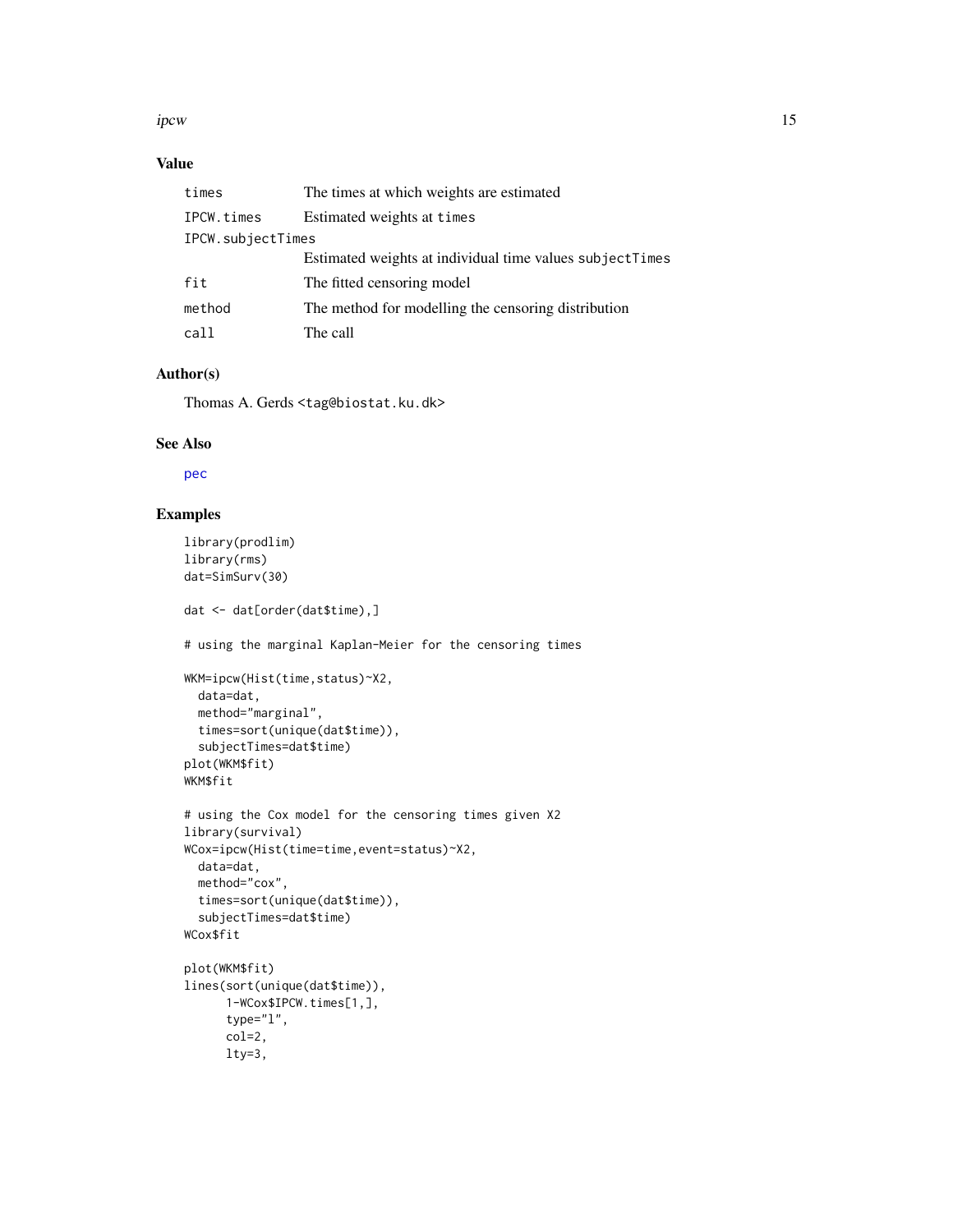## Value

| | |
|---|---|
| times | The times at which weights are estimated |
| IPCW.times | Estimated weights at times |
| IPCW.subjectTimes | Estimated weights at individual time values subjectTimes |
| fit | The fitted censoring model |
| method | The method for modelling the censoring distribution |
| call | The call |

## Author(s)

Thomas A. Gerds <tag@biostat.ku.dk>

## See Also

pec

## Examples

```
library(prodlim)
library(rms)
dat=SimSurv(30)

dat <- dat[order(dat$time),]

# using the marginal Kaplan-Meier for the censoring times

WKM=ipcw(Hist(time,status)~X2,
  data=dat,
  method="marginal",
  times=sort(unique(dat$time)),
  subjectTimes=dat$time)
plot(WKM$fit)
WKM$fit

# using the Cox model for the censoring times given X2
library(survival)
WCox=ipcw(Hist(time=time,event=status)~X2,
  data=dat,
  method="cox",
  times=sort(unique(dat$time)),
  subjectTimes=dat$time)
WCox$fit

plot(WKM$fit)
lines(sort(unique(dat$time)),
      1-WCox$IPCW.times[1,],
      type="l",
      col=2,
      lty=3,
```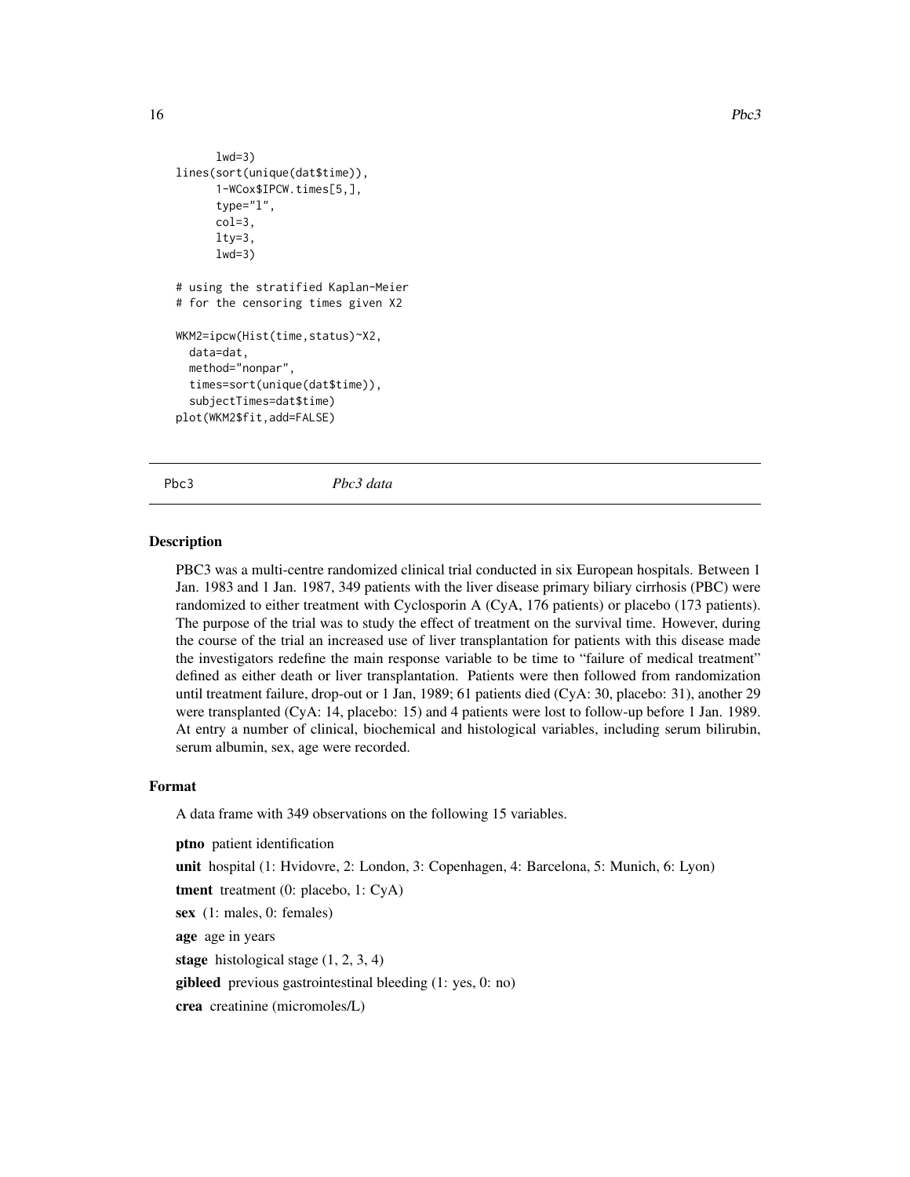```
      lwd=3)
lines(sort(unique(dat$time)),
      1-WCox$IPCW.times[5,],
      type="l",
      col=3,
      lty=3,
      lwd=3)

# using the stratified Kaplan-Meier
# for the censoring times given X2

WKM2=ipcw(Hist(time,status)~X2,
  data=dat,
  method="nonpar",
  times=sort(unique(dat$time)),
  subjectTimes=dat$time)
plot(WKM2$fit,add=FALSE)
```

---

## Pbc3 — *Pbc3 data*

### Description

PBC3 was a multi-centre randomized clinical trial conducted in six European hospitals. Between 1 Jan. 1983 and 1 Jan. 1987, 349 patients with the liver disease primary biliary cirrhosis (PBC) were randomized to either treatment with Cyclosporin A (CyA, 176 patients) or placebo (173 patients). The purpose of the trial was to study the effect of treatment on the survival time. However, during the course of the trial an increased use of liver transplantation for patients with this disease made the investigators redefine the main response variable to be time to "failure of medical treatment" defined as either death or liver transplantation. Patients were then followed from randomization until treatment failure, drop-out or 1 Jan, 1989; 61 patients died (CyA: 30, placebo: 31), another 29 were transplanted (CyA: 14, placebo: 15) and 4 patients were lost to follow-up before 1 Jan. 1989. At entry a number of clinical, biochemical and histological variables, including serum bilirubin, serum albumin, sex, age were recorded.

### Format

A data frame with 349 observations on the following 15 variables.

**ptno** patient identification

**unit** hospital (1: Hvidovre, 2: London, 3: Copenhagen, 4: Barcelona, 5: Munich, 6: Lyon)

**tment** treatment (0: placebo, 1: CyA)

**sex** (1: males, 0: females)

**age** age in years

**stage** histological stage (1, 2, 3, 4)

**gibleed** previous gastrointestinal bleeding (1: yes, 0: no)

**crea** creatinine (micromoles/L)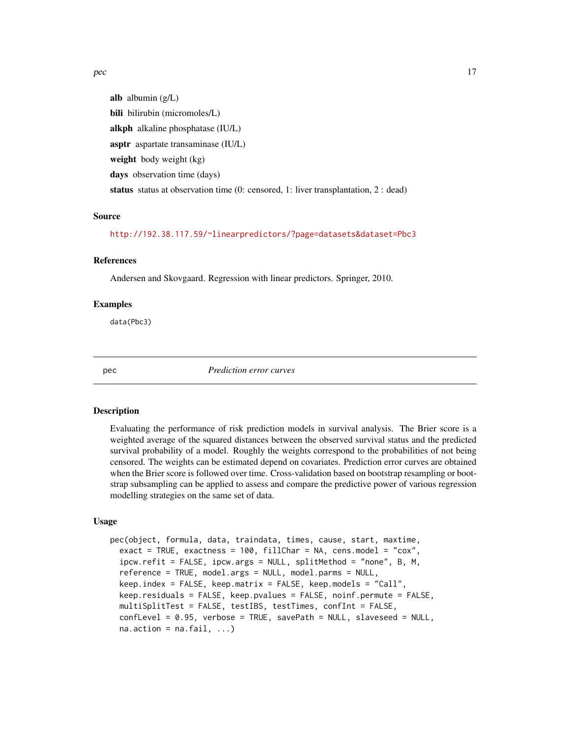**alb** albumin (g/L)

**bili** bilirubin (micromoles/L)

**alkph** alkaline phosphatase (IU/L)

**asptr** aspartate transaminase (IU/L)

**weight** body weight (kg)

**days** observation time (days)

**status** status at observation time (0: censored, 1: liver transplantation, 2 : dead)

### Source

http://192.38.117.59/~linearpredictors/?page=datasets&dataset=Pbc3

### References

Andersen and Skovgaard. Regression with linear predictors. Springer, 2010.

### Examples

```
data(Pbc3)
```

---

## pec *Prediction error curves*

---

### Description

Evaluating the performance of risk prediction models in survival analysis. The Brier score is a weighted average of the squared distances between the observed survival status and the predicted survival probability of a model. Roughly the weights correspond to the probabilities of not being censored. The weights can be estimated depend on covariates. Prediction error curves are obtained when the Brier score is followed over time. Cross-validation based on bootstrap resampling or bootstrap subsampling can be applied to assess and compare the predictive power of various regression modelling strategies on the same set of data.

### Usage

```
pec(object, formula, data, traindata, times, cause, start, maxtime,
  exact = TRUE, exactness = 100, fillChar = NA, cens.model = "cox",
  ipcw.refit = FALSE, ipcw.args = NULL, splitMethod = "none", B, M,
  reference = TRUE, model.args = NULL, model.parms = NULL,
  keep.index = FALSE, keep.matrix = FALSE, keep.models = "Call",
  keep.residuals = FALSE, keep.pvalues = FALSE, noinf.permute = FALSE,
  multiSplitTest = FALSE, testIBS, testTimes, confInt = FALSE,
  confLevel = 0.95, verbose = TRUE, savePath = NULL, slaveseed = NULL,
  na.action = na.fail, ...)
```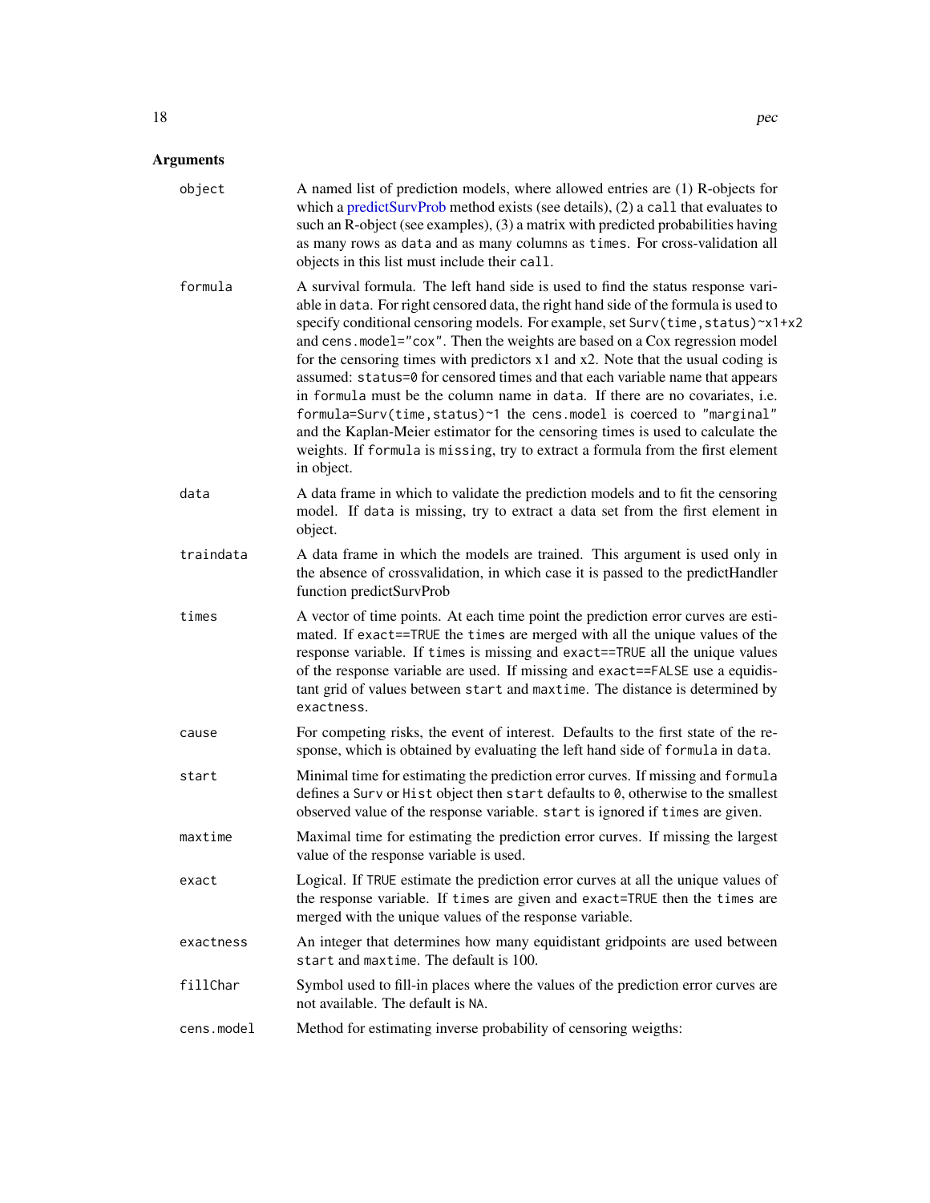## Arguments

| Argument | Description |
|---|---|
| `object` | A named list of prediction models, where allowed entries are (1) R-objects for which a predictSurvProb method exists (see details), (2) a `call` that evaluates to such an R-object (see examples), (3) a matrix with predicted probabilities having as many rows as `data` and as many columns as `times`. For cross-validation all objects in this list must include their `call`. |
| `formula` | A survival formula. The left hand side is used to find the status response variable in `data`. For right censored data, the right hand side of the formula is used to specify conditional censoring models. For example, set `Surv(time,status)~x1+x2` and `cens.model="cox"`. Then the weights are based on a Cox regression model for the censoring times with predictors x1 and x2. Note that the usual coding is assumed: `status=0` for censored times and that each variable name that appears in `formula` must be the column name in `data`. If there are no covariates, i.e. `formula=Surv(time,status)~1` the `cens.model` is coerced to `"marginal"` and the Kaplan-Meier estimator for the censoring times is used to calculate the weights. If `formula` is `missing`, try to extract a formula from the first element in object. |
| `data` | A data frame in which to validate the prediction models and to fit the censoring model. If `data` is missing, try to extract a data set from the first element in object. |
| `traindata` | A data frame in which the models are trained. This argument is used only in the absence of crossvalidation, in which case it is passed to the predictHandler function predictSurvProb |
| `times` | A vector of time points. At each time point the prediction error curves are estimated. If `exact==TRUE` the `times` are merged with all the unique values of the response variable. If `times` is missing and `exact==TRUE` all the unique values of the response variable are used. If missing and `exact==FALSE` use a equidistant grid of values between `start` and `maxtime`. The distance is determined by `exactness`. |
| `cause` | For competing risks, the event of interest. Defaults to the first state of the response, which is obtained by evaluating the left hand side of `formula` in `data`. |
| `start` | Minimal time for estimating the prediction error curves. If missing and `formula` defines a `Surv` or `Hist` object then `start` defaults to `0`, otherwise to the smallest observed value of the response variable. `start` is ignored if `times` are given. |
| `maxtime` | Maximal time for estimating the prediction error curves. If missing the largest value of the response variable is used. |
| `exact` | Logical. If `TRUE` estimate the prediction error curves at all the unique values of the response variable. If `times` are given and `exact=TRUE` then the `times` are merged with the unique values of the response variable. |
| `exactness` | An integer that determines how many equidistant gridpoints are used between `start` and `maxtime`. The default is 100. |
| `fillChar` | Symbol used to fill-in places where the values of the prediction error curves are not available. The default is `NA`. |
| `cens.model` | Method for estimating inverse probability of censoring weigths: |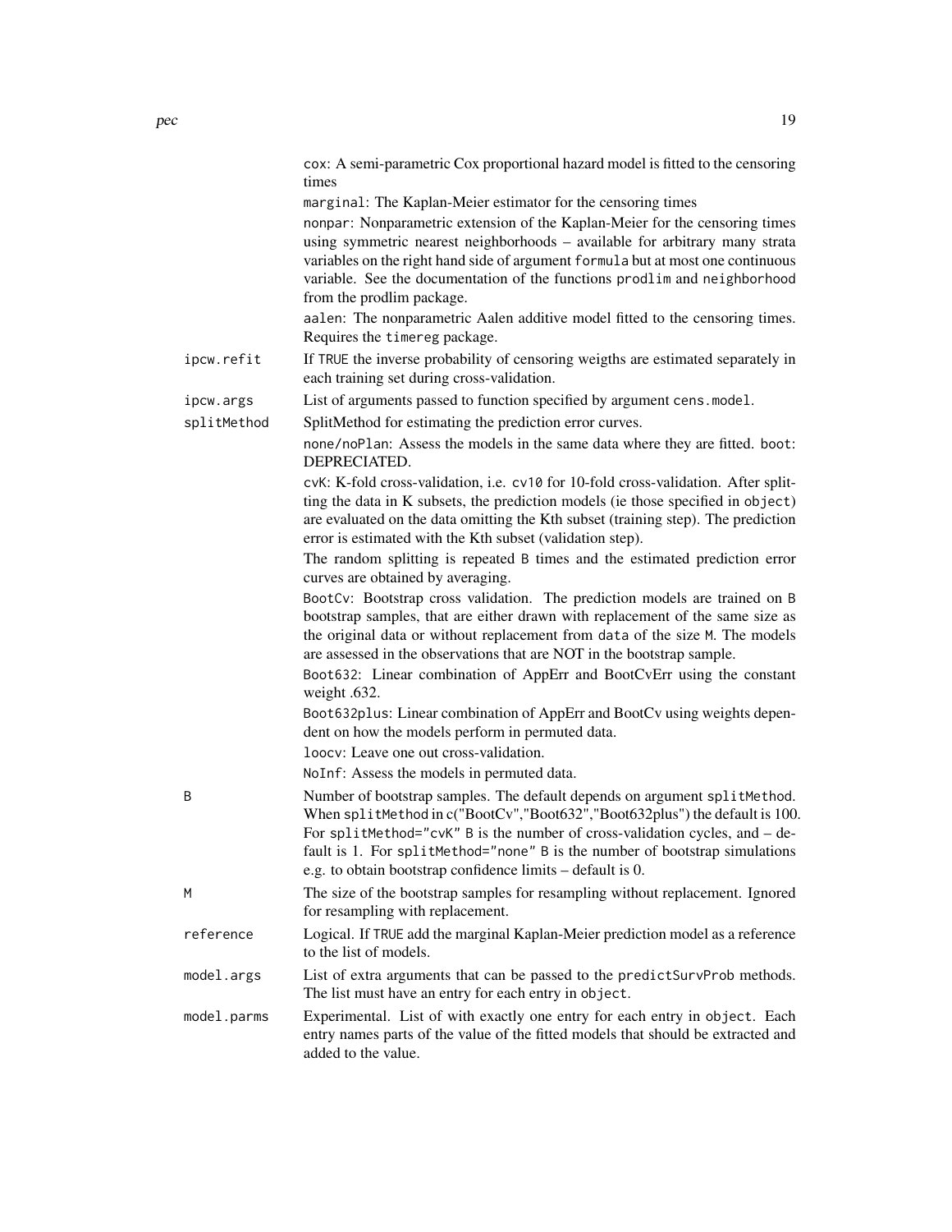`cox`: A semi-parametric Cox proportional hazard model is fitted to the censoring times

`marginal`: The Kaplan-Meier estimator for the censoring times

`nonpar`: Nonparametric extension of the Kaplan-Meier for the censoring times using symmetric nearest neighborhoods – available for arbitrary many strata variables on the right hand side of argument `formula` but at most one continuous variable. See the documentation of the functions `prodlim` and `neighborhood` from the prodlim package.

`aalen`: The nonparametric Aalen additive model fitted to the censoring times. Requires the `timereg` package.

`ipcw.refit`
: If `TRUE` the inverse probability of censoring weigths are estimated separately in each training set during cross-validation.

`ipcw.args`
: List of arguments passed to function specified by argument `cens.model`.

`splitMethod`
: SplitMethod for estimating the prediction error curves.

`none/noPlan`: Assess the models in the same data where they are fitted. `boot`: DEPRECIATED.

`cvK`: K-fold cross-validation, i.e. `cv10` for 10-fold cross-validation. After splitting the data in K subsets, the prediction models (ie those specified in `object`) are evaluated on the data omitting the Kth subset (training step). The prediction error is estimated with the Kth subset (validation step).

The random splitting is repeated `B` times and the estimated prediction error curves are obtained by averaging.

`BootCv`: Bootstrap cross validation. The prediction models are trained on `B` bootstrap samples, that are either drawn with replacement of the same size as the original data or without replacement from `data` of the size `M`. The models are assessed in the observations that are NOT in the bootstrap sample.

`Boot632`: Linear combination of AppErr and BootCvErr using the constant weight .632.

`Boot632plus`: Linear combination of AppErr and BootCv using weights dependent on how the models perform in permuted data.

`loocv`: Leave one out cross-validation.

`NoInf`: Assess the models in permuted data.

`B`
: Number of bootstrap samples. The default depends on argument `splitMethod`. When `splitMethod` in c("BootCv","Boot632","Boot632plus") the default is 100. For `splitMethod="cvK"` `B` is the number of cross-validation cycles, and – default is 1. For `splitMethod="none"` `B` is the number of bootstrap simulations e.g. to obtain bootstrap confidence limits – default is 0.

`M`
: The size of the bootstrap samples for resampling without replacement. Ignored for resampling with replacement.

`reference`
: Logical. If `TRUE` add the marginal Kaplan-Meier prediction model as a reference to the list of models.

`model.args`
: List of extra arguments that can be passed to the `predictSurvProb` methods. The list must have an entry for each entry in `object`.

`model.parms`
: Experimental. List of with exactly one entry for each entry in `object`. Each entry names parts of the value of the fitted models that should be extracted and added to the value.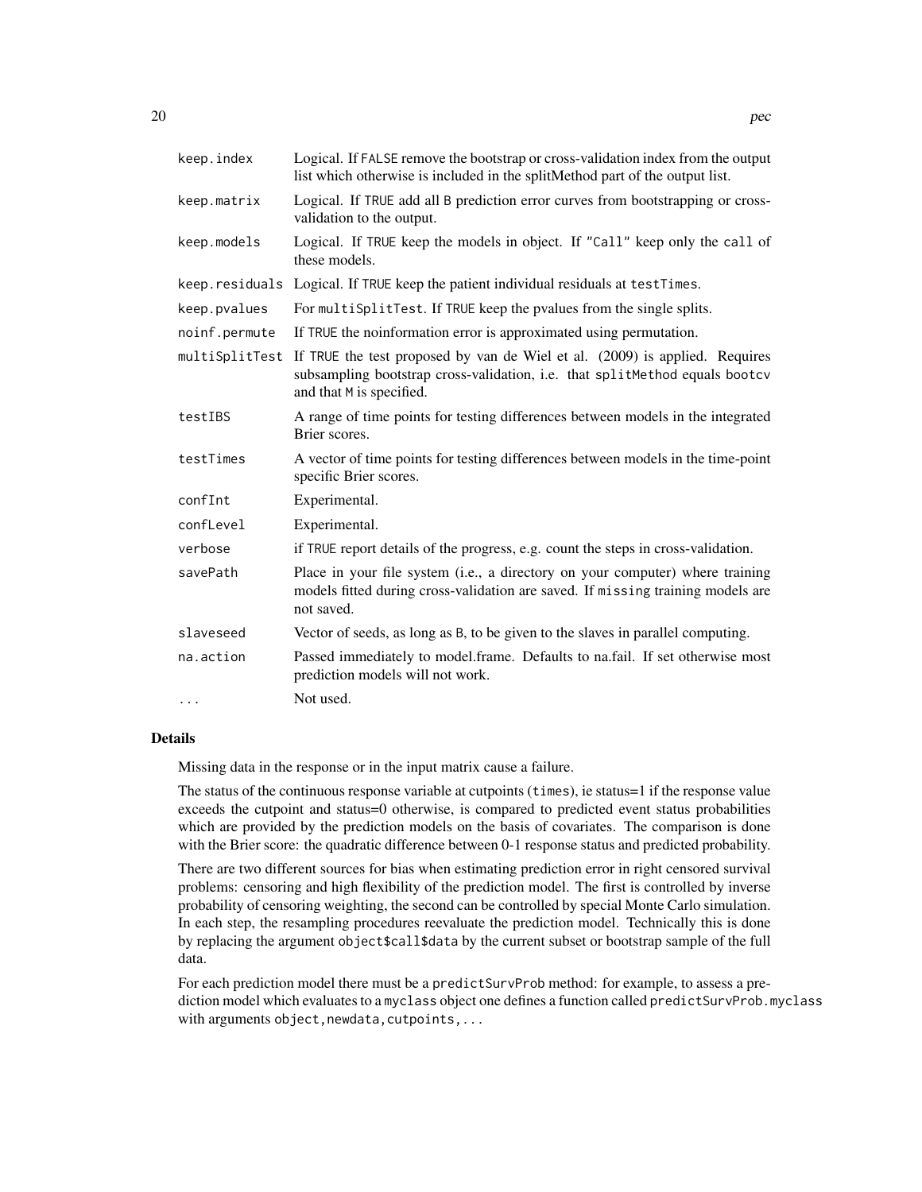| | |
|---|---|
| `keep.index` | Logical. If `FALSE` remove the bootstrap or cross-validation index from the output list which otherwise is included in the splitMethod part of the output list. |
| `keep.matrix` | Logical. If `TRUE` add all `B` prediction error curves from bootstrapping or cross-validation to the output. |
| `keep.models` | Logical. If `TRUE` keep the models in object. If `"Call"` keep only the `call` of these models. |
| `keep.residuals` | Logical. If `TRUE` keep the patient individual residuals at `testTimes`. |
| `keep.pvalues` | For `multiSplitTest`. If `TRUE` keep the pvalues from the single splits. |
| `noinf.permute` | If `TRUE` the noinformation error is approximated using permutation. |
| `multiSplitTest` | If `TRUE` the test proposed by van de Wiel et al. (2009) is applied. Requires subsampling bootstrap cross-validation, i.e. that `splitMethod` equals `bootcv` and that `M` is specified. |
| `testIBS` | A range of time points for testing differences between models in the integrated Brier scores. |
| `testTimes` | A vector of time points for testing differences between models in the time-point specific Brier scores. |
| `confInt` | Experimental. |
| `confLevel` | Experimental. |
| `verbose` | if `TRUE` report details of the progress, e.g. count the steps in cross-validation. |
| `savePath` | Place in your file system (i.e., a directory on your computer) where training models fitted during cross-validation are saved. If `missing` training models are not saved. |
| `slaveseed` | Vector of seeds, as long as `B`, to be given to the slaves in parallel computing. |
| `na.action` | Passed immediately to model.frame. Defaults to na.fail. If set otherwise most prediction models will not work. |
| `...` | Not used. |

## Details

Missing data in the response or in the input matrix cause a failure.

The status of the continuous response variable at cutpoints (`times`), ie status=1 if the response value exceeds the cutpoint and status=0 otherwise, is compared to predicted event status probabilities which are provided by the prediction models on the basis of covariates. The comparison is done with the Brier score: the quadratic difference between 0-1 response status and predicted probability.

There are two different sources for bias when estimating prediction error in right censored survival problems: censoring and high flexibility of the prediction model. The first is controlled by inverse probability of censoring weighting, the second can be controlled by special Monte Carlo simulation. In each step, the resampling procedures reevaluate the prediction model. Technically this is done by replacing the argument `object$call$data` by the current subset or bootstrap sample of the full data.

For each prediction model there must be a `predictSurvProb` method: for example, to assess a prediction model which evaluates to a `myclass` object one defines a function called `predictSurvProb.myclass` with arguments `object,newdata,cutpoints,...`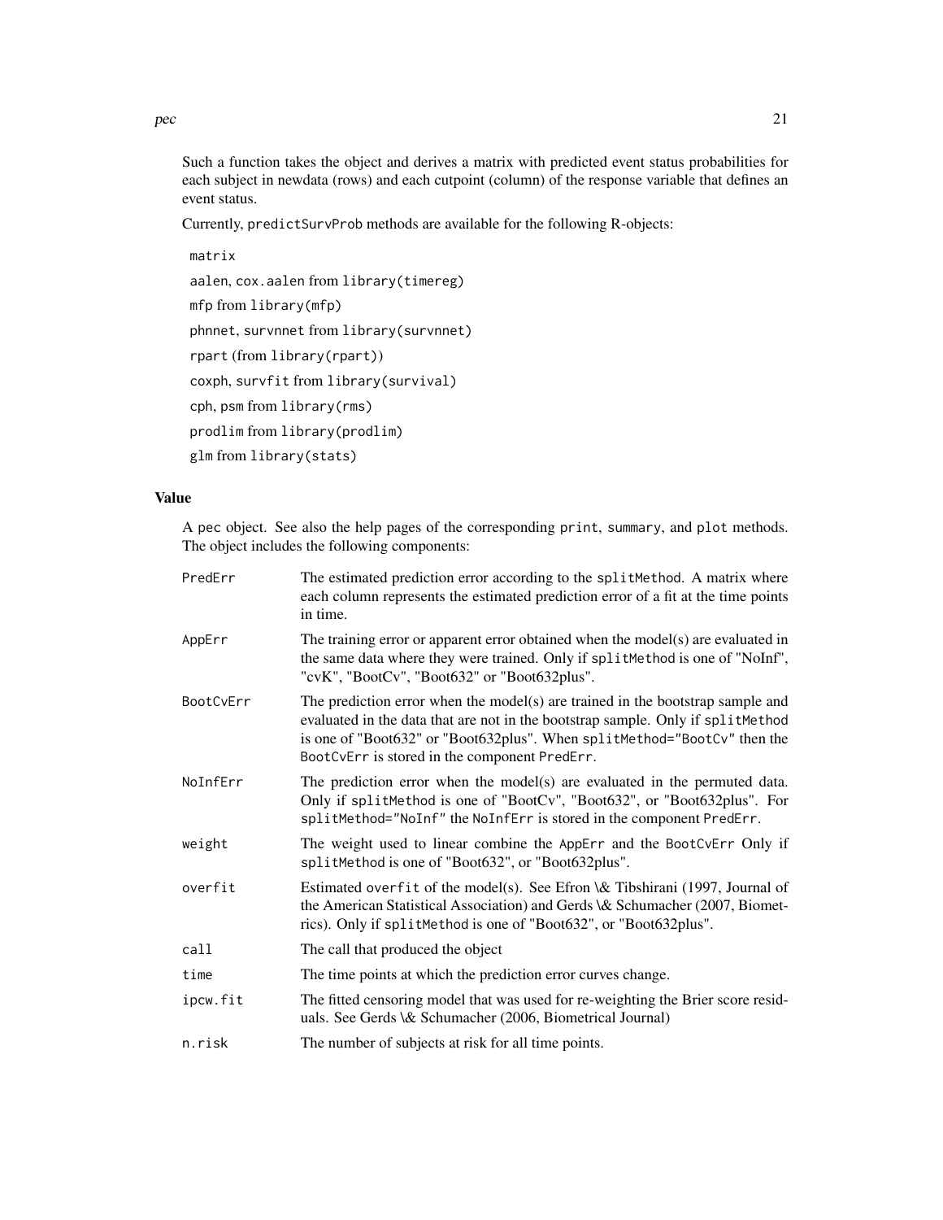Such a function takes the object and derives a matrix with predicted event status probabilities for each subject in newdata (rows) and each cutpoint (column) of the response variable that defines an event status.

Currently, `predictSurvProb` methods are available for the following R-objects:

- `matrix`
- `aalen`, `cox.aalen` from `library(timereg)`
- `mfp` from `library(mfp)`
- `phnnet`, `survnnet` from `library(survnnet)`
- `rpart` (from `library(rpart)`)
- `coxph`, `survfit` from `library(survival)`
- `cph`, `psm` from `library(rms)`
- `prodlim` from `library(prodlim)`
- `glm` from `library(stats)`

## Value

A `pec` object. See also the help pages of the corresponding `print`, `summary`, and `plot` methods. The object includes the following components:

| | |
|---|---|
| `PredErr` | The estimated prediction error according to the `splitMethod`. A matrix where each column represents the estimated prediction error of a fit at the time points in time. |
| `AppErr` | The training error or apparent error obtained when the model(s) are evaluated in the same data where they were trained. Only if `splitMethod` is one of "NoInf", "cvK", "BootCv", "Boot632" or "Boot632plus". |
| `BootCvErr` | The prediction error when the model(s) are trained in the bootstrap sample and evaluated in the data that are not in the bootstrap sample. Only if `splitMethod` is one of "Boot632" or "Boot632plus". When `splitMethod="BootCv"` then the `BootCvErr` is stored in the component `PredErr`. |
| `NoInfErr` | The prediction error when the model(s) are evaluated in the permuted data. Only if `splitMethod` is one of "BootCv", "Boot632", or "Boot632plus". For `splitMethod="NoInf"` the `NoInfErr` is stored in the component `PredErr`. |
| `weight` | The weight used to linear combine the `AppErr` and the `BootCvErr` Only if `splitMethod` is one of "Boot632", or "Boot632plus". |
| `overfit` | Estimated `overfit` of the model(s). See Efron \& Tibshirani (1997, Journal of the American Statistical Association) and Gerds \& Schumacher (2007, Biometrics). Only if `splitMethod` is one of "Boot632", or "Boot632plus". |
| `call` | The call that produced the object |
| `time` | The time points at which the prediction error curves change. |
| `ipcw.fit` | The fitted censoring model that was used for re-weighting the Brier score residuals. See Gerds \& Schumacher (2006, Biometrical Journal) |
| `n.risk` | The number of subjects at risk for all time points. |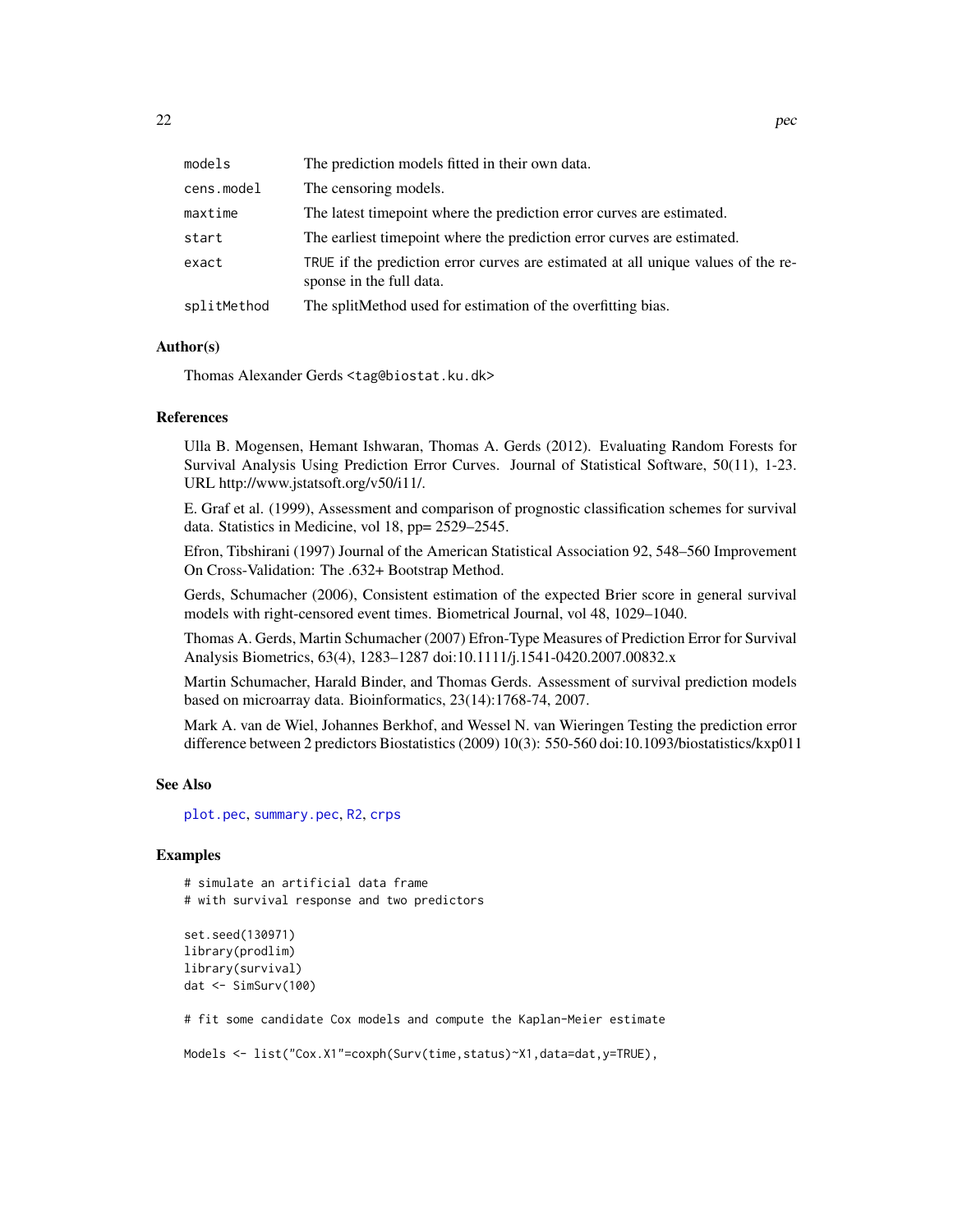| | |
|---|---|
| models | The prediction models fitted in their own data. |
| cens.model | The censoring models. |
| maxtime | The latest timepoint where the prediction error curves are estimated. |
| start | The earliest timepoint where the prediction error curves are estimated. |
| exact | TRUE if the prediction error curves are estimated at all unique values of the response in the full data. |
| splitMethod | The splitMethod used for estimation of the overfitting bias. |

### Author(s)

Thomas Alexander Gerds <tag@biostat.ku.dk>

### References

Ulla B. Mogensen, Hemant Ishwaran, Thomas A. Gerds (2012). Evaluating Random Forests for Survival Analysis Using Prediction Error Curves. Journal of Statistical Software, 50(11), 1-23. URL http://www.jstatsoft.org/v50/i11/.

E. Graf et al. (1999), Assessment and comparison of prognostic classification schemes for survival data. Statistics in Medicine, vol 18, pp= 2529–2545.

Efron, Tibshirani (1997) Journal of the American Statistical Association 92, 548–560 Improvement On Cross-Validation: The .632+ Bootstrap Method.

Gerds, Schumacher (2006), Consistent estimation of the expected Brier score in general survival models with right-censored event times. Biometrical Journal, vol 48, 1029–1040.

Thomas A. Gerds, Martin Schumacher (2007) Efron-Type Measures of Prediction Error for Survival Analysis Biometrics, 63(4), 1283–1287 doi:10.1111/j.1541-0420.2007.00832.x

Martin Schumacher, Harald Binder, and Thomas Gerds. Assessment of survival prediction models based on microarray data. Bioinformatics, 23(14):1768-74, 2007.

Mark A. van de Wiel, Johannes Berkhof, and Wessel N. van Wieringen Testing the prediction error difference between 2 predictors Biostatistics (2009) 10(3): 550-560 doi:10.1093/biostatistics/kxp011

### See Also

plot.pec, summary.pec, R2, crps

### Examples

```
# simulate an artificial data frame
# with survival response and two predictors

set.seed(130971)
library(prodlim)
library(survival)
dat <- SimSurv(100)

# fit some candidate Cox models and compute the Kaplan-Meier estimate

Models <- list("Cox.X1"=coxph(Surv(time,status)~X1,data=dat,y=TRUE),
```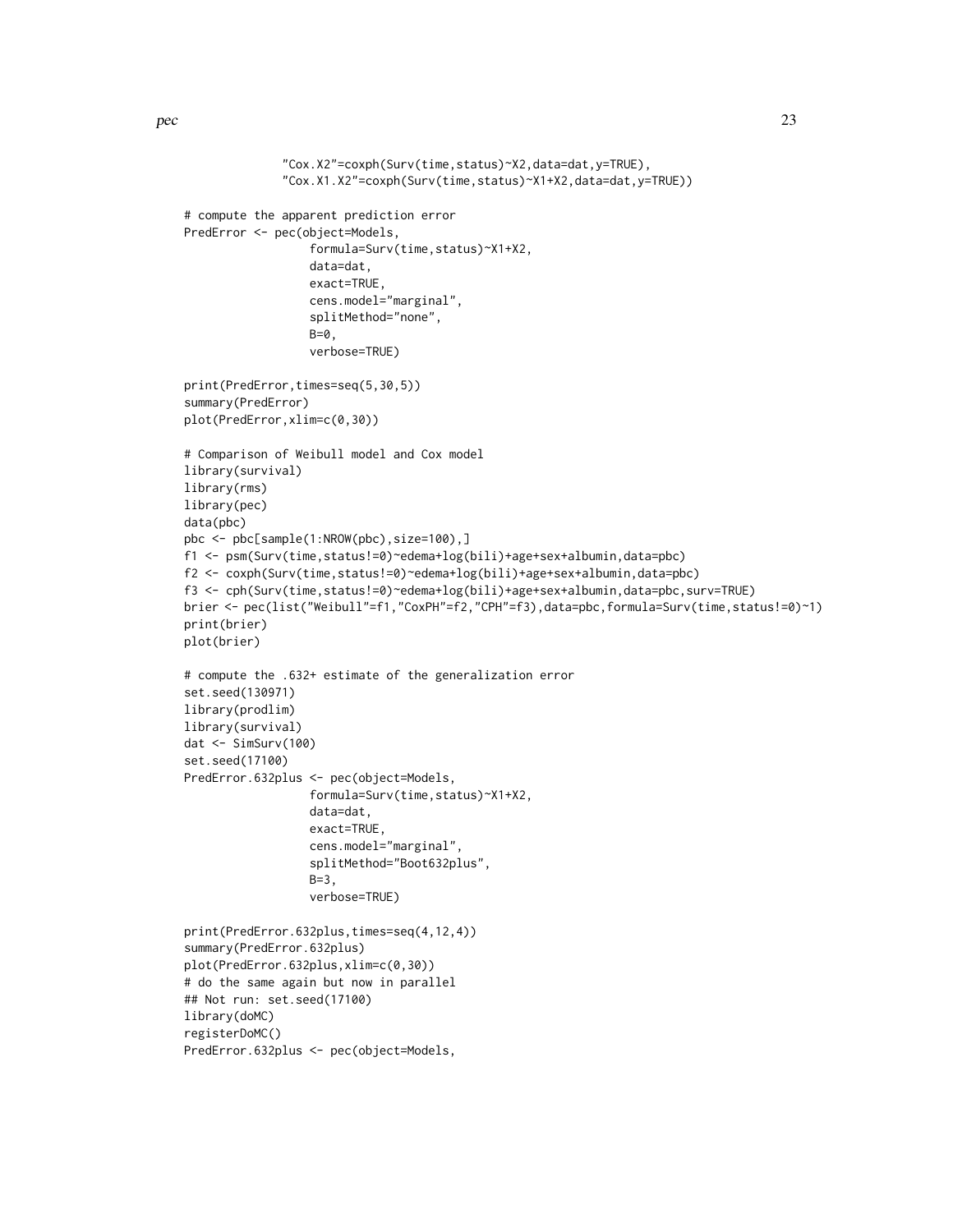```
              "Cox.X2"=coxph(Surv(time,status)~X2,data=dat,y=TRUE),
              "Cox.X1.X2"=coxph(Surv(time,status)~X1+X2,data=dat,y=TRUE))

# compute the apparent prediction error
PredError <- pec(object=Models,
                  formula=Surv(time,status)~X1+X2,
                  data=dat,
                  exact=TRUE,
                  cens.model="marginal",
                  splitMethod="none",
                  B=0,
                  verbose=TRUE)

print(PredError,times=seq(5,30,5))
summary(PredError)
plot(PredError,xlim=c(0,30))

# Comparison of Weibull model and Cox model
library(survival)
library(rms)
library(pec)
data(pbc)
pbc <- pbc[sample(1:NROW(pbc),size=100),]
f1 <- psm(Surv(time,status!=0)~edema+log(bili)+age+sex+albumin,data=pbc)
f2 <- coxph(Surv(time,status!=0)~edema+log(bili)+age+sex+albumin,data=pbc)
f3 <- cph(Surv(time,status!=0)~edema+log(bili)+age+sex+albumin,data=pbc,surv=TRUE)
brier <- pec(list("Weibull"=f1,"CoxPH"=f2,"CPH"=f3),data=pbc,formula=Surv(time,status!=0)~1)
print(brier)
plot(brier)

# compute the .632+ estimate of the generalization error
set.seed(130971)
library(prodlim)
library(survival)
dat <- SimSurv(100)
set.seed(17100)
PredError.632plus <- pec(object=Models,
                  formula=Surv(time,status)~X1+X2,
                  data=dat,
                  exact=TRUE,
                  cens.model="marginal",
                  splitMethod="Boot632plus",
                  B=3,
                  verbose=TRUE)

print(PredError.632plus,times=seq(4,12,4))
summary(PredError.632plus)
plot(PredError.632plus,xlim=c(0,30))
# do the same again but now in parallel
## Not run: set.seed(17100)
library(doMC)
registerDoMC()
PredError.632plus <- pec(object=Models,
```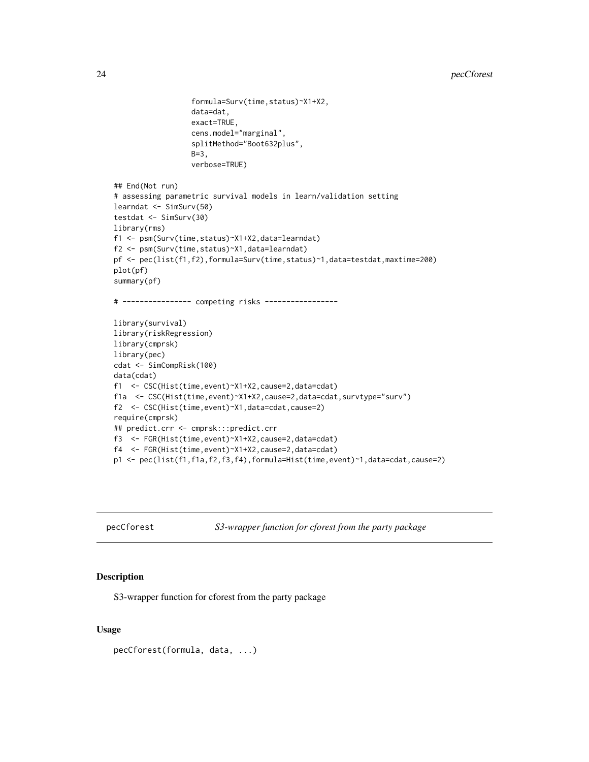```
                  formula=Surv(time,status)~X1+X2,
                  data=dat,
                  exact=TRUE,
                  cens.model="marginal",
                  splitMethod="Boot632plus",
                  B=3,
                  verbose=TRUE)

## End(Not run)
# assessing parametric survival models in learn/validation setting
learndat <- SimSurv(50)
testdat <- SimSurv(30)
library(rms)
f1 <- psm(Surv(time,status)~X1+X2,data=learndat)
f2 <- psm(Surv(time,status)~X1,data=learndat)
pf <- pec(list(f1,f2),formula=Surv(time,status)~1,data=testdat,maxtime=200)
plot(pf)
summary(pf)

# ---------------- competing risks -----------------

library(survival)
library(riskRegression)
library(cmprsk)
library(pec)
cdat <- SimCompRisk(100)
data(cdat)
f1  <- CSC(Hist(time,event)~X1+X2,cause=2,data=cdat)
f1a  <- CSC(Hist(time,event)~X1+X2,cause=2,data=cdat,survtype="surv")
f2  <- CSC(Hist(time,event)~X1,data=cdat,cause=2)
require(cmprsk)
## predict.crr <- cmprsk:::predict.crr
f3  <- FGR(Hist(time,event)~X1+X2,cause=2,data=cdat)
f4  <- FGR(Hist(time,event)~X1+X2,cause=2,data=cdat)
p1 <- pec(list(f1,f1a,f2,f3,f4),formula=Hist(time,event)~1,data=cdat,cause=2)
```

---

`pecCforest` *S3-wrapper function for cforest from the party package*

---

## Description

S3-wrapper function for cforest from the party package

## Usage

```
pecCforest(formula, data, ...)
```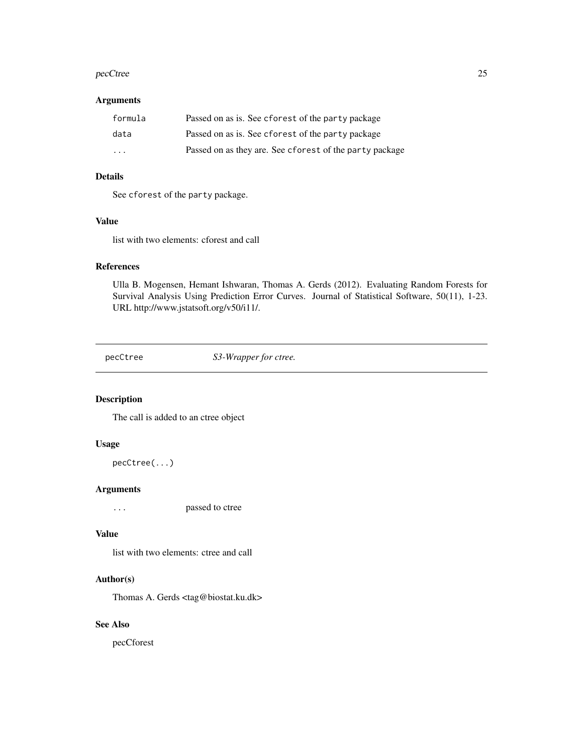### Arguments

| | |
|---|---|
| `formula` | Passed on as is. See `cforest` of the `party` package |
| `data` | Passed on as is. See `cforest` of the `party` package |
| `...` | Passed on as they are. See `cforest` of the `party` package |

### Details

See `cforest` of the `party` package.

### Value

list with two elements: cforest and call

### References

Ulla B. Mogensen, Hemant Ishwaran, Thomas A. Gerds (2012). Evaluating Random Forests for Survival Analysis Using Prediction Error Curves. Journal of Statistical Software, 50(11), 1-23. URL http://www.jstatsoft.org/v50/i11/.

---

## pecCtree — *S3-Wrapper for ctree.*

### Description

The call is added to an ctree object

### Usage

```
pecCtree(...)
```

### Arguments

| | |
|---|---|
| `...` | passed to ctree |

### Value

list with two elements: ctree and call

### Author(s)

Thomas A. Gerds <tag@biostat.ku.dk>

### See Also

pecCforest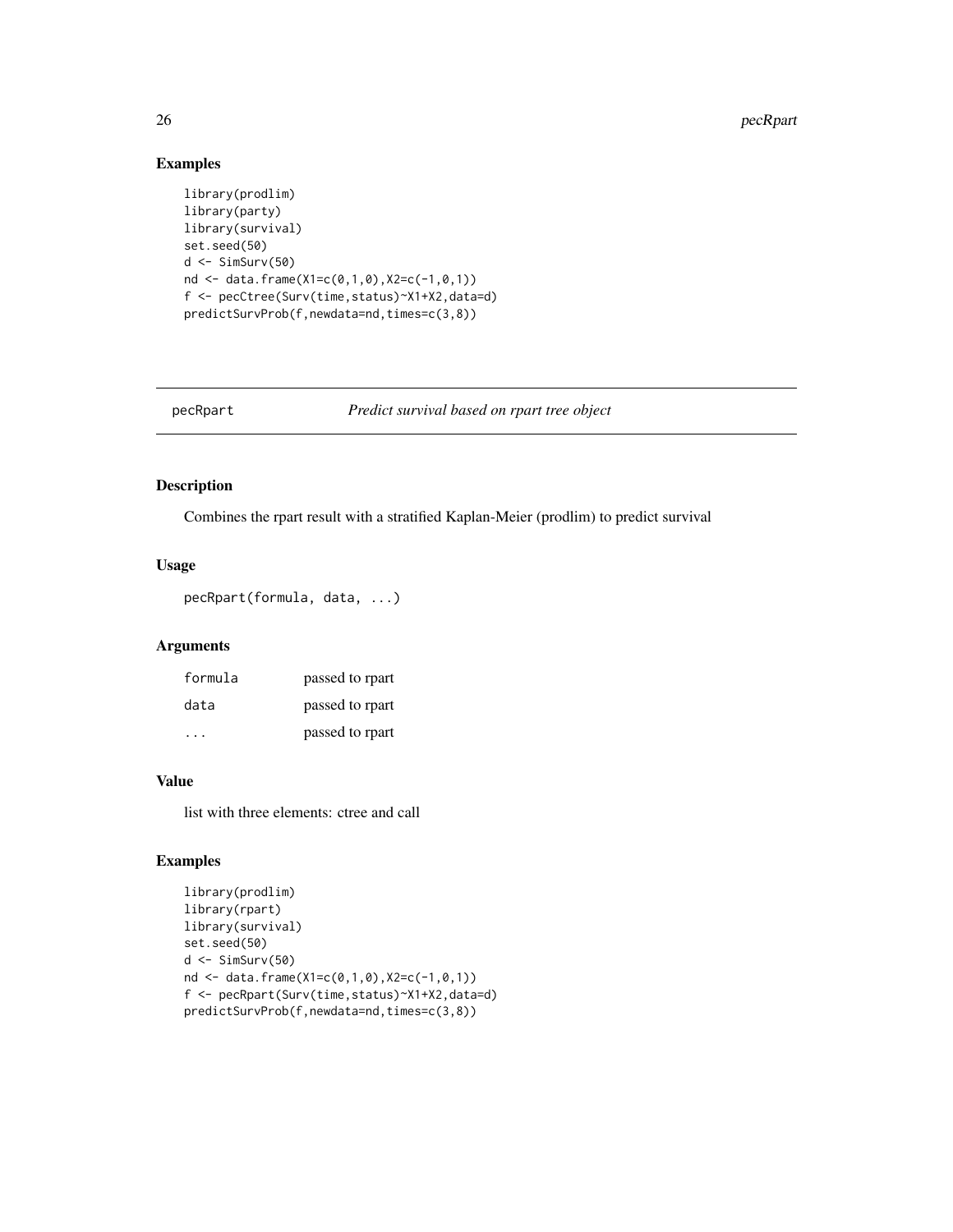### Examples

```
library(prodlim)
library(party)
library(survival)
set.seed(50)
d <- SimSurv(50)
nd <- data.frame(X1=c(0,1,0),X2=c(-1,0,1))
f <- pecCtree(Surv(time,status)~X1+X2,data=d)
predictSurvProb(f,newdata=nd,times=c(3,8))
```

---

## pecRpart — *Predict survival based on rpart tree object*

---

### Description

Combines the rpart result with a stratified Kaplan-Meier (prodlim) to predict survival

### Usage

```
pecRpart(formula, data, ...)
```

### Arguments

| | |
|---|---|
| formula | passed to rpart |
| data | passed to rpart |
| ... | passed to rpart |

### Value

list with three elements: ctree and call

### Examples

```
library(prodlim)
library(rpart)
library(survival)
set.seed(50)
d <- SimSurv(50)
nd <- data.frame(X1=c(0,1,0),X2=c(-1,0,1))
f <- pecRpart(Surv(time,status)~X1+X2,data=d)
predictSurvProb(f,newdata=nd,times=c(3,8))
```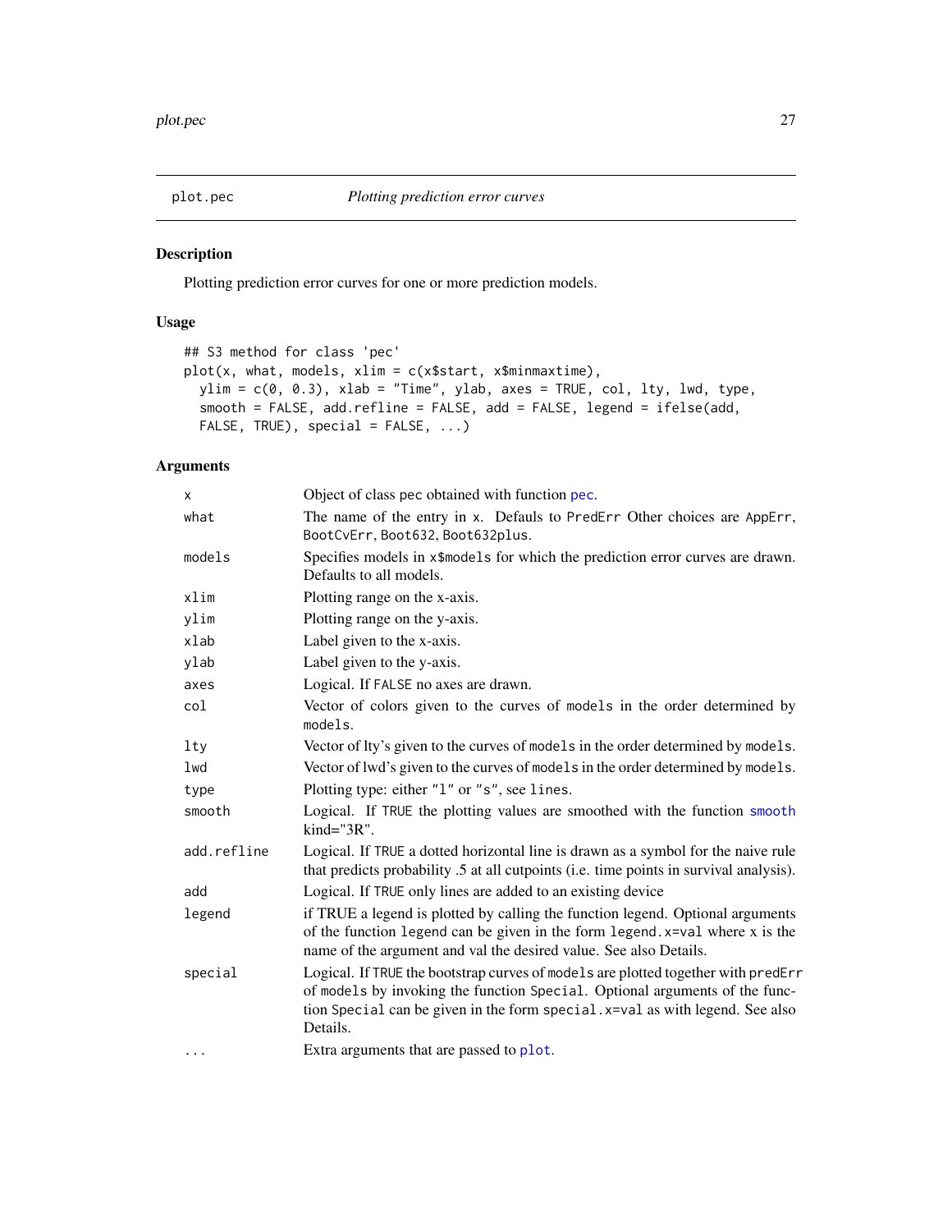## plot.pec — *Plotting prediction error curves*

### Description

Plotting prediction error curves for one or more prediction models.

### Usage

```
## S3 method for class 'pec'
plot(x, what, models, xlim = c(x$start, x$minmaxtime),
  ylim = c(0, 0.3), xlab = "Time", ylab, axes = TRUE, col, lty, lwd, type,
  smooth = FALSE, add.refline = FALSE, add = FALSE, legend = ifelse(add,
  FALSE, TRUE), special = FALSE, ...)
```

### Arguments

| | |
|---|---|
| `x` | Object of class pec obtained with function `pec`. |
| `what` | The name of the entry in `x`. Defauls to `PredErr` Other choices are `AppErr`, `BootCvErr`, `Boot632`, `Boot632plus`. |
| `models` | Specifies models in `x$models` for which the prediction error curves are drawn. Defaults to all models. |
| `xlim` | Plotting range on the x-axis. |
| `ylim` | Plotting range on the y-axis. |
| `xlab` | Label given to the x-axis. |
| `ylab` | Label given to the y-axis. |
| `axes` | Logical. If `FALSE` no axes are drawn. |
| `col` | Vector of colors given to the curves of `models` in the order determined by `models`. |
| `lty` | Vector of lty's given to the curves of `models` in the order determined by `models`. |
| `lwd` | Vector of lwd's given to the curves of `models` in the order determined by `models`. |
| `type` | Plotting type: either `"l"` or `"s"`, see `lines`. |
| `smooth` | Logical. If `TRUE` the plotting values are smoothed with the function `smooth` kind="3R". |
| `add.refline` | Logical. If `TRUE` a dotted horizontal line is drawn as a symbol for the naive rule that predicts probability .5 at all cutpoints (i.e. time points in survival analysis). |
| `add` | Logical. If `TRUE` only lines are added to an existing device |
| `legend` | if TRUE a legend is plotted by calling the function legend. Optional arguments of the function `legend` can be given in the form `legend.x=val` where x is the name of the argument and val the desired value. See also Details. |
| `special` | Logical. If `TRUE` the bootstrap curves of `models` are plotted together with `predErr` of `models` by invoking the function `Special`. Optional arguments of the function `Special` can be given in the form `special.x=val` as with legend. See also Details. |
| `...` | Extra arguments that are passed to `plot`. |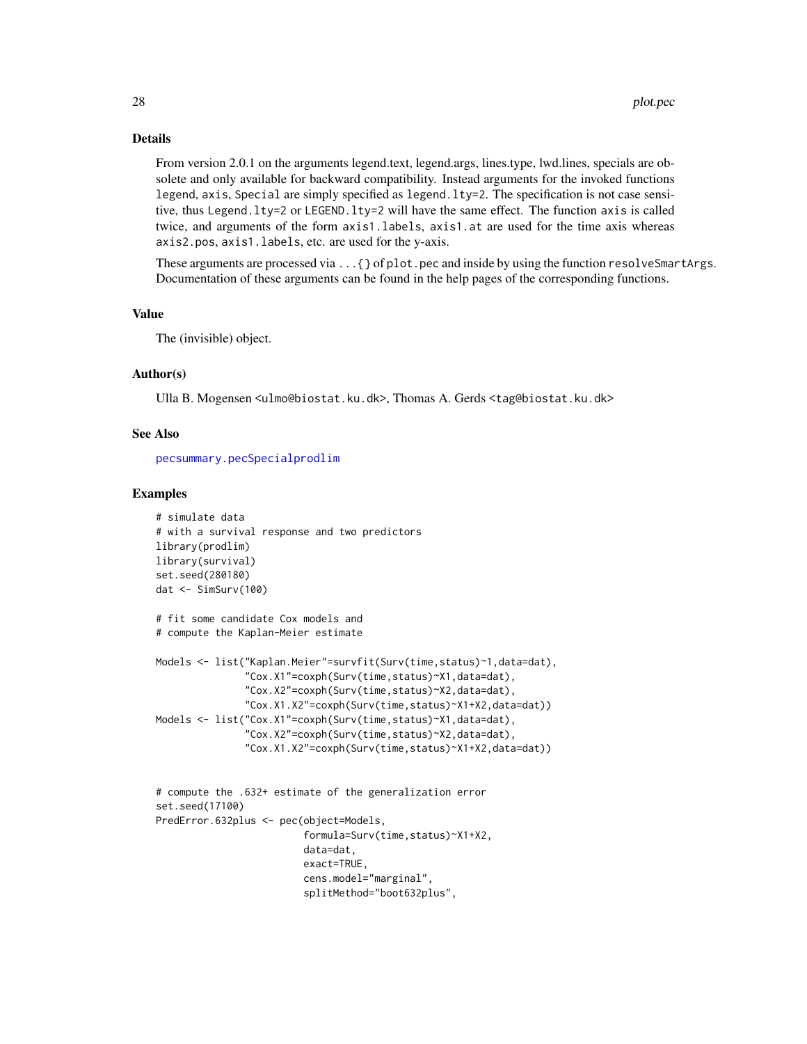## Details

From version 2.0.1 on the arguments legend.text, legend.args, lines.type, lwd.lines, specials are obsolete and only available for backward compatibility. Instead arguments for the invoked functions `legend`, `axis`, `Special` are simply specified as `legend.lty=2`. The specification is not case sensitive, thus `Legend.lty=2` or `LEGEND.lty=2` will have the same effect. The function `axis` is called twice, and arguments of the form `axis1.labels`, `axis1.at` are used for the time axis whereas `axis2.pos`, `axis1.labels`, etc. are used for the y-axis.

These arguments are processed via `...{}` of `plot.pec` and inside by using the function `resolveSmartArgs`. Documentation of these arguments can be found in the help pages of the corresponding functions.

## Value

The (invisible) object.

## Author(s)

Ulla B. Mogensen <ulmo@biostat.ku.dk>, Thomas A. Gerds <tag@biostat.ku.dk>

## See Also

pecsummary.pecSpecialprodlim

## Examples

```
# simulate data
# with a survival response and two predictors
library(prodlim)
library(survival)
set.seed(280180)
dat <- SimSurv(100)

# fit some candidate Cox models and
# compute the Kaplan-Meier estimate

Models <- list("Kaplan.Meier"=survfit(Surv(time,status)~1,data=dat),
               "Cox.X1"=coxph(Surv(time,status)~X1,data=dat),
               "Cox.X2"=coxph(Surv(time,status)~X2,data=dat),
               "Cox.X1.X2"=coxph(Surv(time,status)~X1+X2,data=dat))
Models <- list("Cox.X1"=coxph(Surv(time,status)~X1,data=dat),
               "Cox.X2"=coxph(Surv(time,status)~X2,data=dat),
               "Cox.X1.X2"=coxph(Surv(time,status)~X1+X2,data=dat))


# compute the .632+ estimate of the generalization error
set.seed(17100)
PredError.632plus <- pec(object=Models,
                         formula=Surv(time,status)~X1+X2,
                         data=dat,
                         exact=TRUE,
                         cens.model="marginal",
                         splitMethod="boot632plus",
```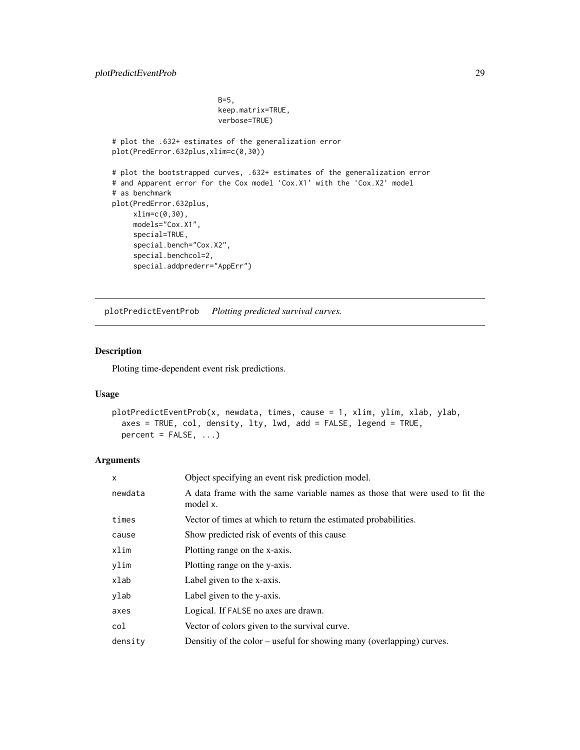```
                          B=5,
                          keep.matrix=TRUE,
                          verbose=TRUE)

# plot the .632+ estimates of the generalization error
plot(PredError.632plus,xlim=c(0,30))

# plot the bootstrapped curves, .632+ estimates of the generalization error
# and Apparent error for the Cox model 'Cox.X1' with the 'Cox.X2' model
# as benchmark
plot(PredError.632plus,
     xlim=c(0,30),
     models="Cox.X1",
     special=TRUE,
     special.bench="Cox.X2",
     special.benchcol=2,
     special.addprederr="AppErr")
```

---

## plotPredictEventProb    *Plotting predicted survival curves.*

---

### Description

Ploting time-dependent event risk predictions.

### Usage

```
plotPredictEventProb(x, newdata, times, cause = 1, xlim, ylim, xlab, ylab,
  axes = TRUE, col, density, lty, lwd, add = FALSE, legend = TRUE,
  percent = FALSE, ...)
```

### Arguments

| | |
|---|---|
| x | Object specifying an event risk prediction model. |
| newdata | A data frame with the same variable names as those that were used to fit the model x. |
| times | Vector of times at which to return the estimated probabilities. |
| cause | Show predicted risk of events of this cause |
| xlim | Plotting range on the x-axis. |
| ylim | Plotting range on the y-axis. |
| xlab | Label given to the x-axis. |
| ylab | Label given to the y-axis. |
| axes | Logical. If FALSE no axes are drawn. |
| col | Vector of colors given to the survival curve. |
| density | Densitiy of the color – useful for showing many (overlapping) curves. |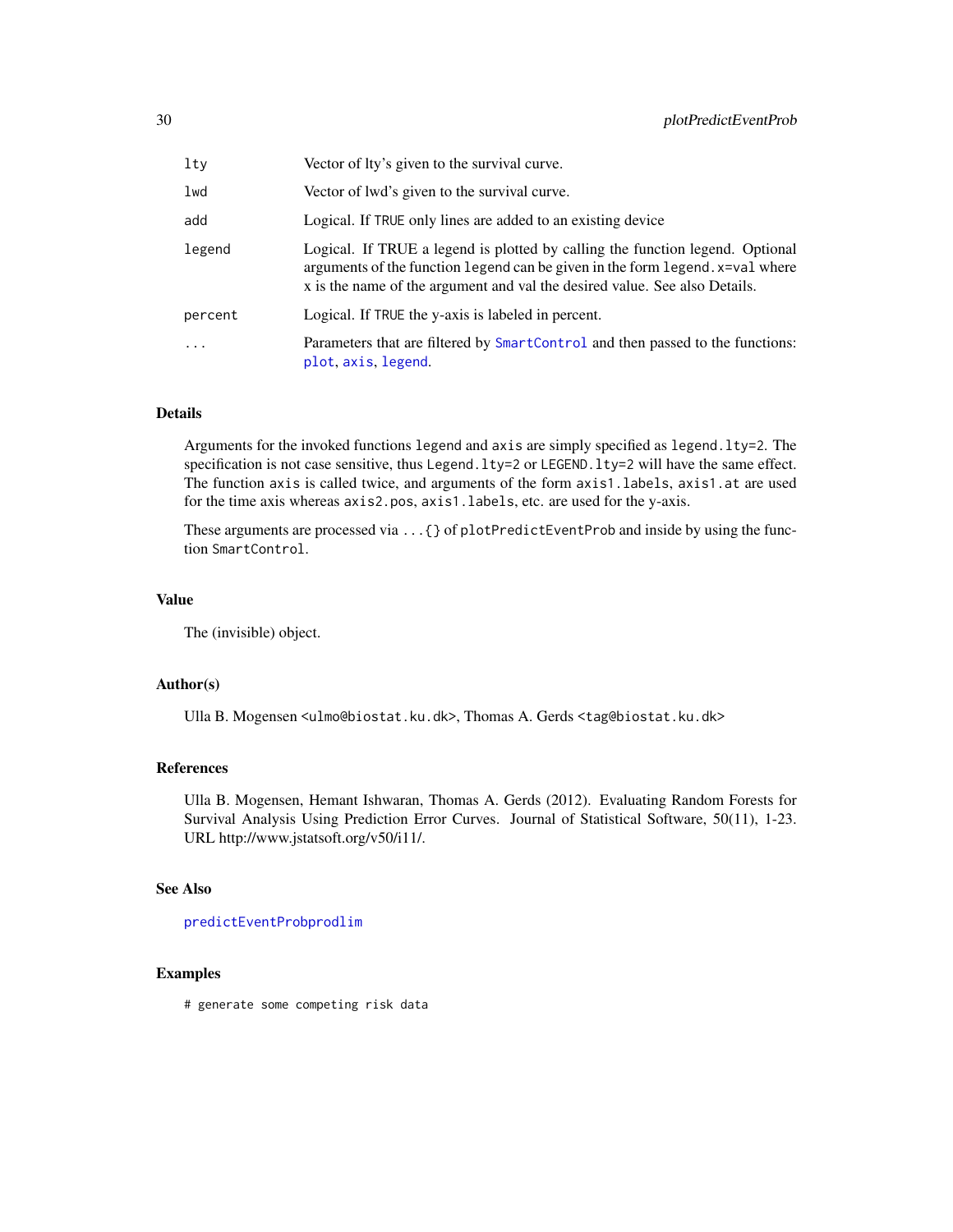| | |
|---|---|
| `lty` | Vector of lty's given to the survival curve. |
| `lwd` | Vector of lwd's given to the survival curve. |
| `add` | Logical. If `TRUE` only lines are added to an existing device |
| `legend` | Logical. If TRUE a legend is plotted by calling the function legend. Optional arguments of the function `legend` can be given in the form `legend.x=val` where x is the name of the argument and val the desired value. See also Details. |
| `percent` | Logical. If `TRUE` the y-axis is labeled in percent. |
| `...` | Parameters that are filtered by `SmartControl` and then passed to the functions: `plot`, `axis`, `legend`. |

## Details

Arguments for the invoked functions `legend` and `axis` are simply specified as `legend.lty=2`. The specification is not case sensitive, thus `Legend.lty=2` or `LEGEND.lty=2` will have the same effect. The function `axis` is called twice, and arguments of the form `axis1.labels`, `axis1.at` are used for the time axis whereas `axis2.pos`, `axis1.labels`, etc. are used for the y-axis.

These arguments are processed via `...{}` of `plotPredictEventProb` and inside by using the function `SmartControl`.

## Value

The (invisible) object.

## Author(s)

Ulla B. Mogensen <ulmo@biostat.ku.dk>, Thomas A. Gerds <tag@biostat.ku.dk>

## References

Ulla B. Mogensen, Hemant Ishwaran, Thomas A. Gerds (2012). Evaluating Random Forests for Survival Analysis Using Prediction Error Curves. Journal of Statistical Software, 50(11), 1-23. URL http://www.jstatsoft.org/v50/i11/.

## See Also

`predictEventProbprodlim`

## Examples

```
# generate some competing risk data
```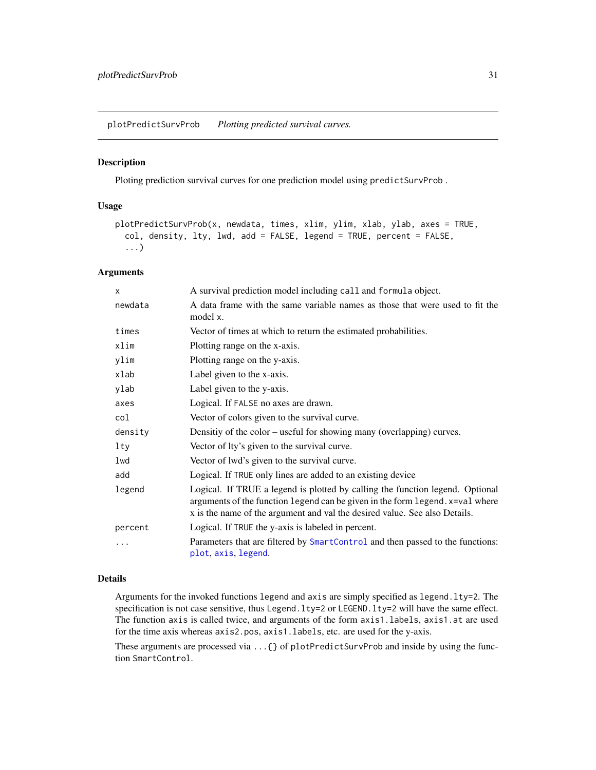## plotPredictSurvProb *Plotting predicted survival curves.*

### Description

Ploting prediction survival curves for one prediction model using `predictSurvProb` .

### Usage

```
plotPredictSurvProb(x, newdata, times, xlim, ylim, xlab, ylab, axes = TRUE,
  col, density, lty, lwd, add = FALSE, legend = TRUE, percent = FALSE,
  ...)
```

### Arguments

| | |
|---|---|
| `x` | A survival prediction model including `call` and `formula` object. |
| `newdata` | A data frame with the same variable names as those that were used to fit the model `x`. |
| `times` | Vector of times at which to return the estimated probabilities. |
| `xlim` | Plotting range on the x-axis. |
| `ylim` | Plotting range on the y-axis. |
| `xlab` | Label given to the x-axis. |
| `ylab` | Label given to the y-axis. |
| `axes` | Logical. If `FALSE` no axes are drawn. |
| `col` | Vector of colors given to the survival curve. |
| `density` | Densitiy of the color – useful for showing many (overlapping) curves. |
| `lty` | Vector of lty's given to the survival curve. |
| `lwd` | Vector of lwd's given to the survival curve. |
| `add` | Logical. If `TRUE` only lines are added to an existing device |
| `legend` | Logical. If TRUE a legend is plotted by calling the function legend. Optional arguments of the function `legend` can be given in the form `legend.x=val` where x is the name of the argument and val the desired value. See also Details. |
| `percent` | Logical. If `TRUE` the y-axis is labeled in percent. |
| `...` | Parameters that are filtered by `SmartControl` and then passed to the functions: `plot`, `axis`, `legend`. |

### Details

Arguments for the invoked functions `legend` and `axis` are simply specified as `legend.lty=2`. The specification is not case sensitive, thus `Legend.lty=2` or `LEGEND.lty=2` will have the same effect. The function `axis` is called twice, and arguments of the form `axis1.labels`, `axis1.at` are used for the time axis whereas `axis2.pos`, `axis1.labels`, etc. are used for the y-axis.

These arguments are processed via `...{}` of `plotPredictSurvProb` and inside by using the function `SmartControl`.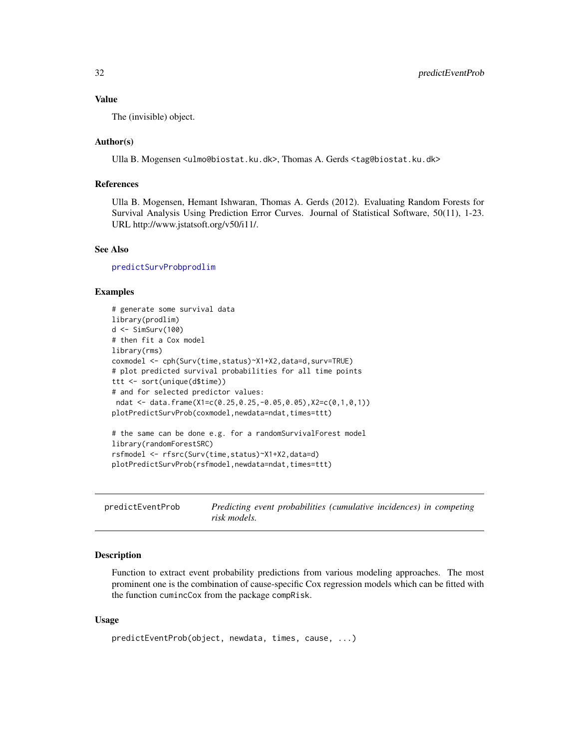### Value

The (invisible) object.

### Author(s)

Ulla B. Mogensen <ulmo@biostat.ku.dk>, Thomas A. Gerds <tag@biostat.ku.dk>

### References

Ulla B. Mogensen, Hemant Ishwaran, Thomas A. Gerds (2012). Evaluating Random Forests for Survival Analysis Using Prediction Error Curves. Journal of Statistical Software, 50(11), 1-23. URL http://www.jstatsoft.org/v50/i11/.

### See Also

predictSurvProbprodlim

### Examples

```
# generate some survival data
library(prodlim)
d <- SimSurv(100)
# then fit a Cox model
library(rms)
coxmodel <- cph(Surv(time,status)~X1+X2,data=d,surv=TRUE)
# plot predicted survival probabilities for all time points
ttt <- sort(unique(d$time))
# and for selected predictor values:
 ndat <- data.frame(X1=c(0.25,0.25,-0.05,0.05),X2=c(0,1,0,1))
plotPredictSurvProb(coxmodel,newdata=ndat,times=ttt)

# the same can be done e.g. for a randomSurvivalForest model
library(randomForestSRC)
rsfmodel <- rfsrc(Surv(time,status)~X1+X2,data=d)
plotPredictSurvProb(rsfmodel,newdata=ndat,times=ttt)
```

---

## predictEventProb — *Predicting event probabilities (cumulative incidences) in competing risk models.*

---

### Description

Function to extract event probability predictions from various modeling approaches. The most prominent one is the combination of cause-specific Cox regression models which can be fitted with the function cumincCox from the package compRisk.

### Usage

```
predictEventProb(object, newdata, times, cause, ...)
```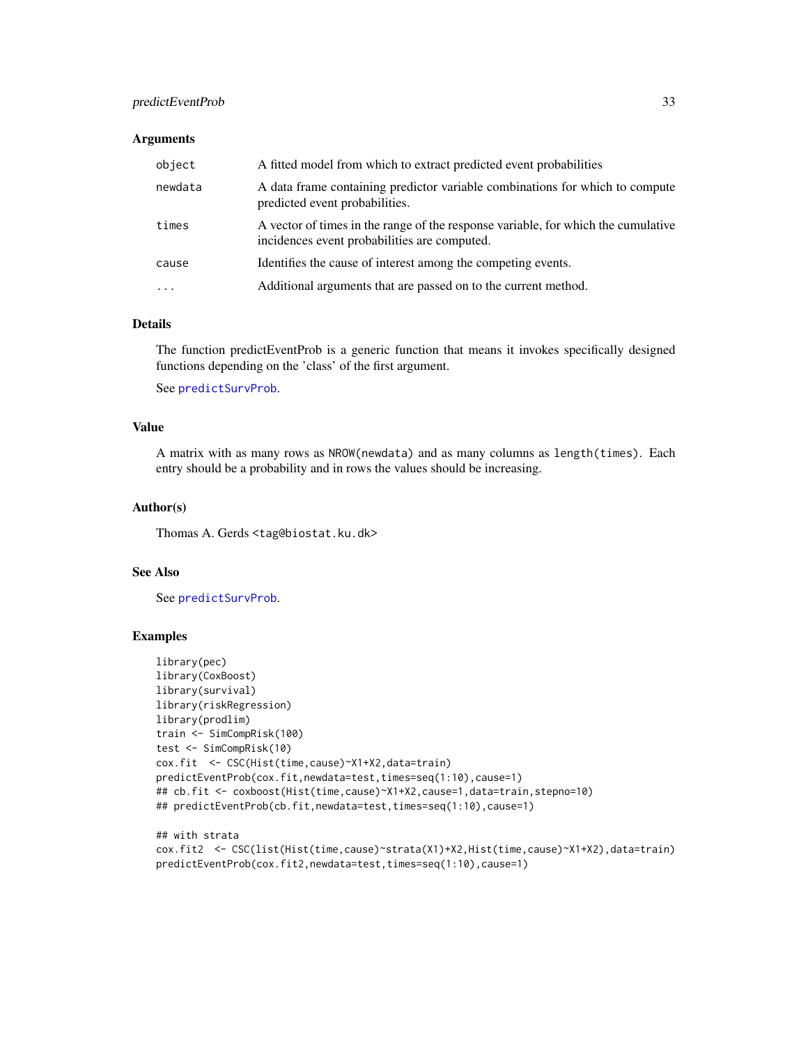### Arguments

| | |
|---|---|
| object | A fitted model from which to extract predicted event probabilities |
| newdata | A data frame containing predictor variable combinations for which to compute predicted event probabilities. |
| times | A vector of times in the range of the response variable, for which the cumulative incidences event probabilities are computed. |
| cause | Identifies the cause of interest among the competing events. |
| ... | Additional arguments that are passed on to the current method. |

### Details

The function predictEventProb is a generic function that means it invokes specifically designed functions depending on the 'class' of the first argument.

See predictSurvProb.

### Value

A matrix with as many rows as NROW(newdata) and as many columns as length(times). Each entry should be a probability and in rows the values should be increasing.

### Author(s)

Thomas A. Gerds <tag@biostat.ku.dk>

### See Also

See predictSurvProb.

### Examples

```
library(pec)
library(CoxBoost)
library(survival)
library(riskRegression)
library(prodlim)
train <- SimCompRisk(100)
test <- SimCompRisk(10)
cox.fit  <- CSC(Hist(time,cause)~X1+X2,data=train)
predictEventProb(cox.fit,newdata=test,times=seq(1:10),cause=1)
## cb.fit <- coxboost(Hist(time,cause)~X1+X2,cause=1,data=train,stepno=10)
## predictEventProb(cb.fit,newdata=test,times=seq(1:10),cause=1)

## with strata
cox.fit2  <- CSC(list(Hist(time,cause)~strata(X1)+X2,Hist(time,cause)~X1+X2),data=train)
predictEventProb(cox.fit2,newdata=test,times=seq(1:10),cause=1)
```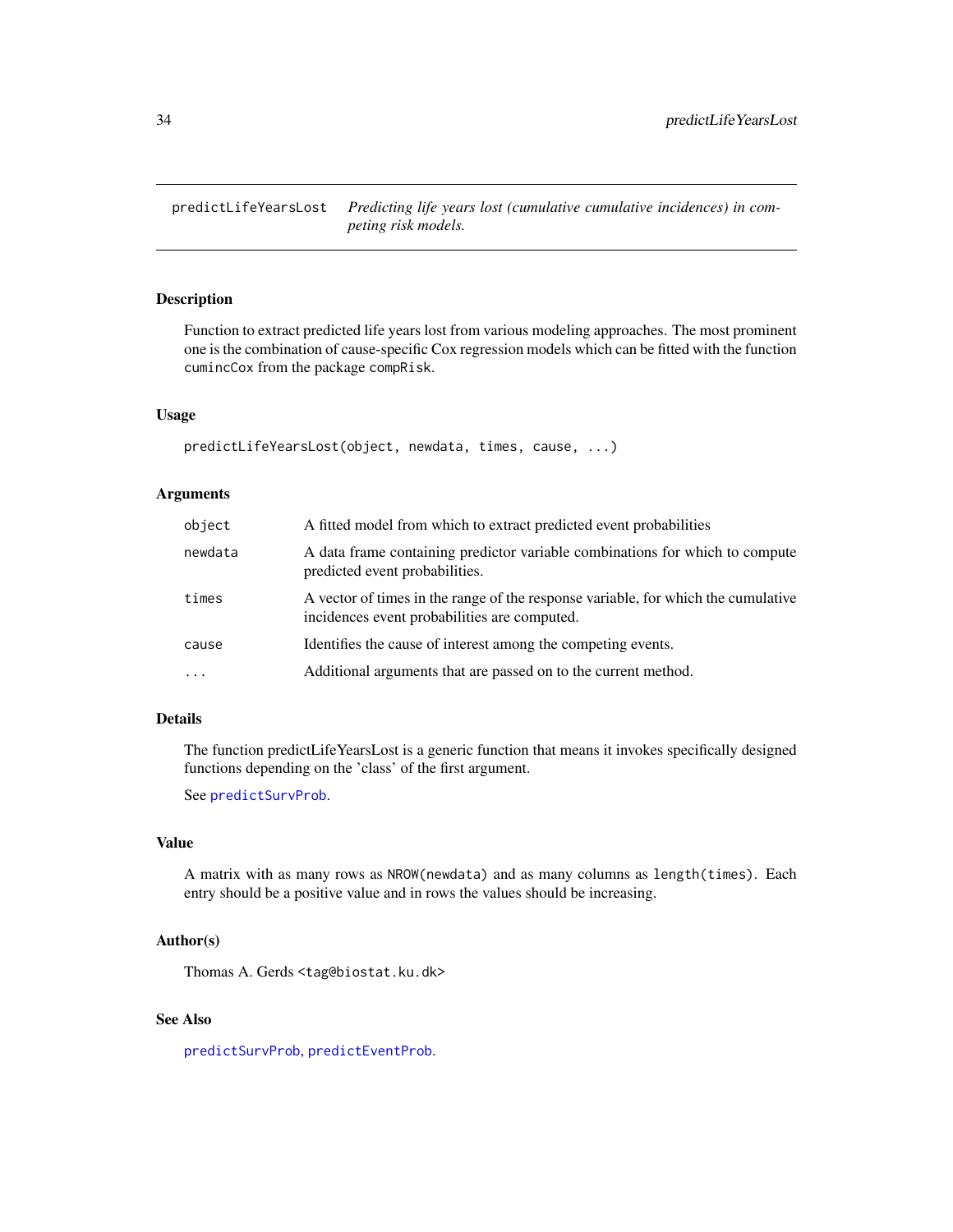# predictLifeYearsLost

*Predicting life years lost (cumulative cumulative incidences) in competing risk models.*

## Description

Function to extract predicted life years lost from various modeling approaches. The most prominent one is the combination of cause-specific Cox regression models which can be fitted with the function `cumincCox` from the package `compRisk`.

## Usage

```
predictLifeYearsLost(object, newdata, times, cause, ...)
```

## Arguments

| | |
|---|---|
| `object` | A fitted model from which to extract predicted event probabilities |
| `newdata` | A data frame containing predictor variable combinations for which to compute predicted event probabilities. |
| `times` | A vector of times in the range of the response variable, for which the cumulative incidences event probabilities are computed. |
| `cause` | Identifies the cause of interest among the competing events. |
| `...` | Additional arguments that are passed on to the current method. |

## Details

The function predictLifeYearsLost is a generic function that means it invokes specifically designed functions depending on the 'class' of the first argument.

See `predictSurvProb`.

## Value

A matrix with as many rows as `NROW(newdata)` and as many columns as `length(times)`. Each entry should be a positive value and in rows the values should be increasing.

## Author(s)

Thomas A. Gerds <tag@biostat.ku.dk>

## See Also

`predictSurvProb`, `predictEventProb`.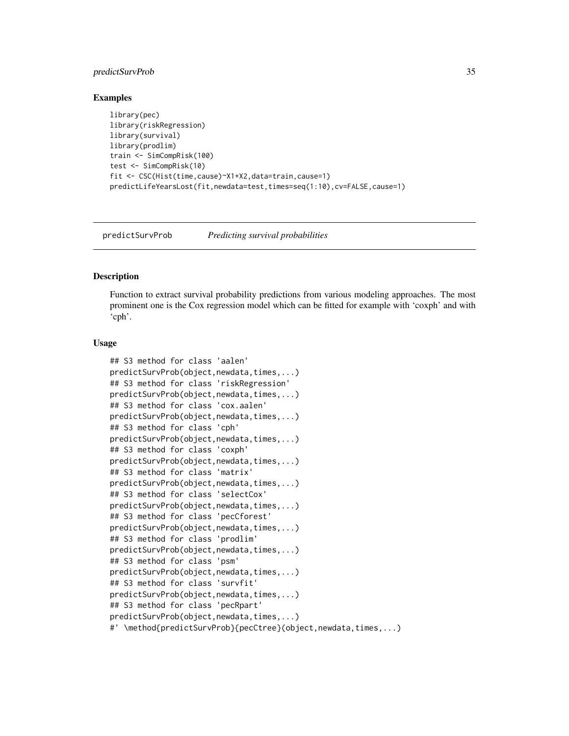## Examples

```
library(pec)
library(riskRegression)
library(survival)
library(prodlim)
train <- SimCompRisk(100)
test <- SimCompRisk(10)
fit <- CSC(Hist(time,cause)~X1+X2,data=train,cause=1)
predictLifeYearsLost(fit,newdata=test,times=seq(1:10),cv=FALSE,cause=1)
```

---

# predictSurvProb *Predicting survival probabilities*

---

## Description

Function to extract survival probability predictions from various modeling approaches. The most prominent one is the Cox regression model which can be fitted for example with 'coxph' and with 'cph'.

## Usage

```
## S3 method for class 'aalen'
predictSurvProb(object,newdata,times,...)
## S3 method for class 'riskRegression'
predictSurvProb(object,newdata,times,...)
## S3 method for class 'cox.aalen'
predictSurvProb(object,newdata,times,...)
## S3 method for class 'cph'
predictSurvProb(object,newdata,times,...)
## S3 method for class 'coxph'
predictSurvProb(object,newdata,times,...)
## S3 method for class 'matrix'
predictSurvProb(object,newdata,times,...)
## S3 method for class 'selectCox'
predictSurvProb(object,newdata,times,...)
## S3 method for class 'pecCforest'
predictSurvProb(object,newdata,times,...)
## S3 method for class 'prodlim'
predictSurvProb(object,newdata,times,...)
## S3 method for class 'psm'
predictSurvProb(object,newdata,times,...)
## S3 method for class 'survfit'
predictSurvProb(object,newdata,times,...)
## S3 method for class 'pecRpart'
predictSurvProb(object,newdata,times,...)
#' \method{predictSurvProb}{pecCtree}(object,newdata,times,...)
```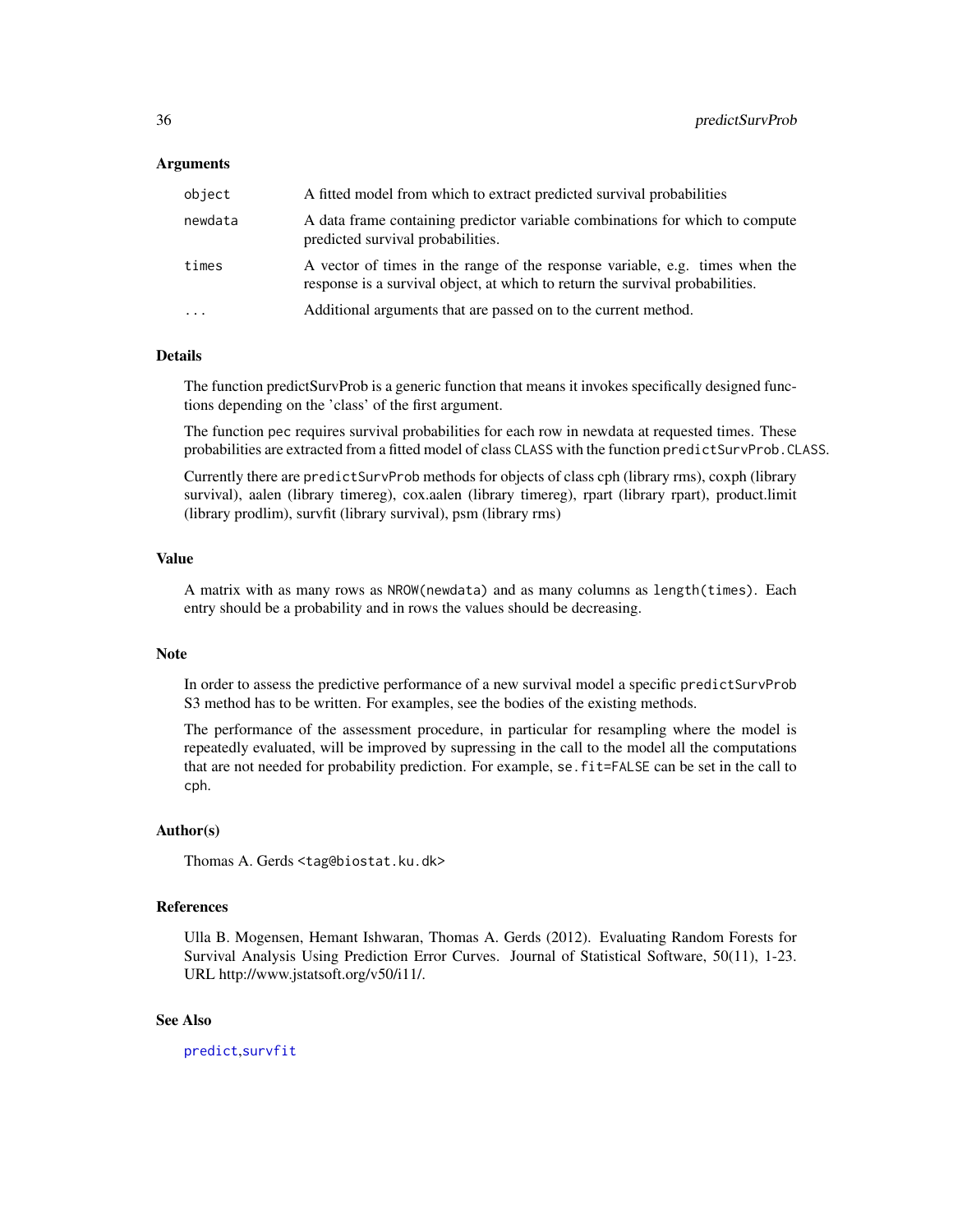## Arguments

| | |
|---|---|
| `object` | A fitted model from which to extract predicted survival probabilities |
| `newdata` | A data frame containing predictor variable combinations for which to compute predicted survival probabilities. |
| `times` | A vector of times in the range of the response variable, e.g. times when the response is a survival object, at which to return the survival probabilities. |
| `...` | Additional arguments that are passed on to the current method. |

## Details

The function predictSurvProb is a generic function that means it invokes specifically designed functions depending on the 'class' of the first argument.

The function pec requires survival probabilities for each row in newdata at requested times. These probabilities are extracted from a fitted model of class `CLASS` with the function `predictSurvProb.CLASS`.

Currently there are `predictSurvProb` methods for objects of class cph (library rms), coxph (library survival), aalen (library timereg), cox.aalen (library timereg), rpart (library rpart), product.limit (library prodlim), survfit (library survival), psm (library rms)

## Value

A matrix with as many rows as `NROW(newdata)` and as many columns as `length(times)`. Each entry should be a probability and in rows the values should be decreasing.

## Note

In order to assess the predictive performance of a new survival model a specific `predictSurvProb` S3 method has to be written. For examples, see the bodies of the existing methods.

The performance of the assessment procedure, in particular for resampling where the model is repeatedly evaluated, will be improved by supressing in the call to the model all the computations that are not needed for probability prediction. For example, `se.fit=FALSE` can be set in the call to `cph`.

## Author(s)

Thomas A. Gerds <`tag@biostat.ku.dk`>

## References

Ulla B. Mogensen, Hemant Ishwaran, Thomas A. Gerds (2012). Evaluating Random Forests for Survival Analysis Using Prediction Error Curves. Journal of Statistical Software, 50(11), 1-23. URL http://www.jstatsoft.org/v50/i11/.

## See Also

`predict`,`survfit`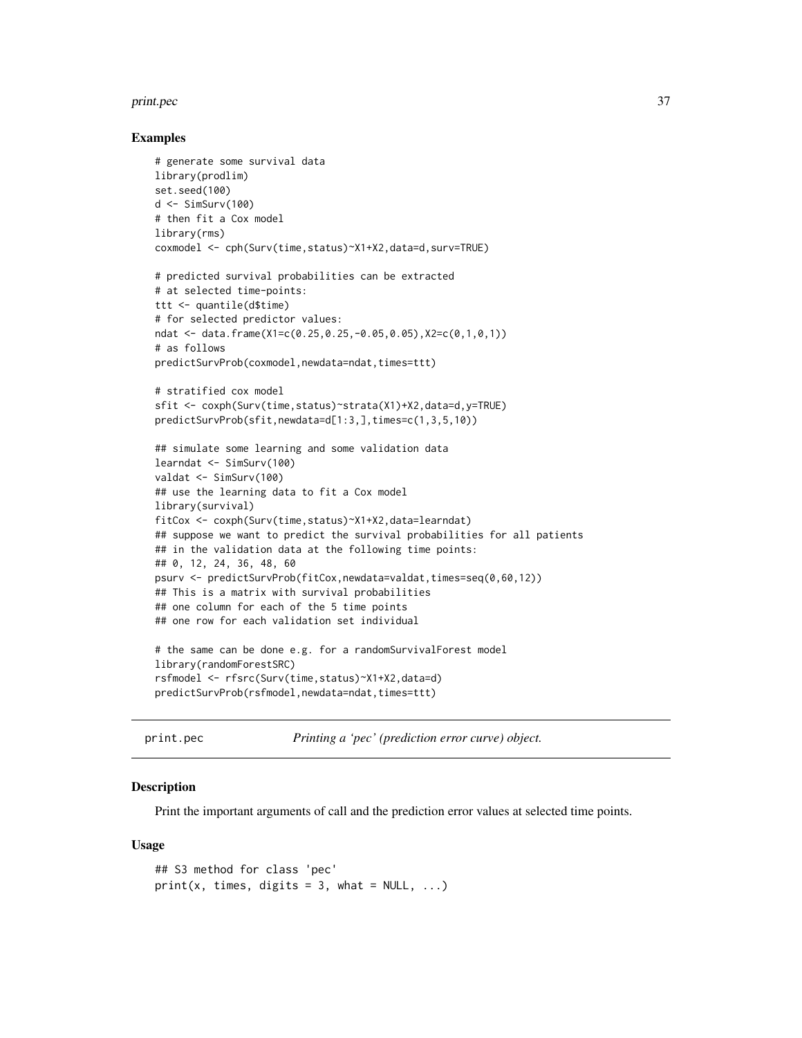## Examples

```
# generate some survival data
library(prodlim)
set.seed(100)
d <- SimSurv(100)
# then fit a Cox model
library(rms)
coxmodel <- cph(Surv(time,status)~X1+X2,data=d,surv=TRUE)

# predicted survival probabilities can be extracted
# at selected time-points:
ttt <- quantile(d$time)
# for selected predictor values:
ndat <- data.frame(X1=c(0.25,0.25,-0.05,0.05),X2=c(0,1,0,1))
# as follows
predictSurvProb(coxmodel,newdata=ndat,times=ttt)

# stratified cox model
sfit <- coxph(Surv(time,status)~strata(X1)+X2,data=d,y=TRUE)
predictSurvProb(sfit,newdata=d[1:3,],times=c(1,3,5,10))

## simulate some learning and some validation data
learndat <- SimSurv(100)
valdat <- SimSurv(100)
## use the learning data to fit a Cox model
library(survival)
fitCox <- coxph(Surv(time,status)~X1+X2,data=learndat)
## suppose we want to predict the survival probabilities for all patients
## in the validation data at the following time points:
## 0, 12, 24, 36, 48, 60
psurv <- predictSurvProb(fitCox,newdata=valdat,times=seq(0,60,12))
## This is a matrix with survival probabilities
## one column for each of the 5 time points
## one row for each validation set individual

# the same can be done e.g. for a randomSurvivalForest model
library(randomForestSRC)
rsfmodel <- rfsrc(Surv(time,status)~X1+X2,data=d)
predictSurvProb(rsfmodel,newdata=ndat,times=ttt)
```

---

# print.pec *Printing a 'pec' (prediction error curve) object.*

## Description

Print the important arguments of call and the prediction error values at selected time points.

## Usage

```
## S3 method for class 'pec'
print(x, times, digits = 3, what = NULL, ...)
```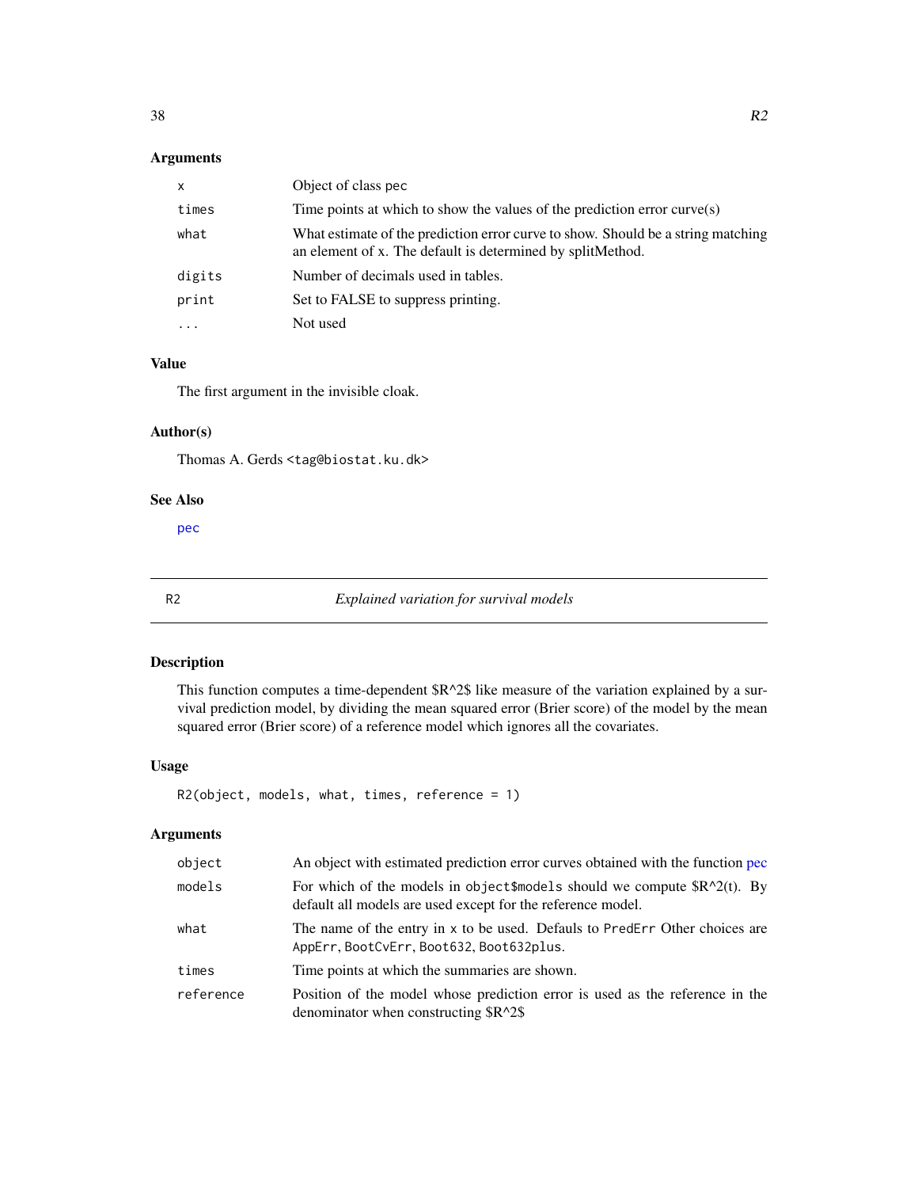## Arguments

| | |
|---|---|
| x | Object of class pec |
| times | Time points at which to show the values of the prediction error curve(s) |
| what | What estimate of the prediction error curve to show. Should be a string matching an element of x. The default is determined by splitMethod. |
| digits | Number of decimals used in tables. |
| print | Set to FALSE to suppress printing. |
| ... | Not used |

## Value

The first argument in the invisible cloak.

## Author(s)

Thomas A. Gerds <tag@biostat.ku.dk>

## See Also

pec

---

# R2 *Explained variation for survival models*

## Description

This function computes a time-dependent $R^2$ like measure of the variation explained by a survival prediction model, by dividing the mean squared error (Brier score) of the model by the mean squared error (Brier score) of a reference model which ignores all the covariates.

## Usage

```
R2(object, models, what, times, reference = 1)
```

## Arguments

| | |
|---|---|
| object | An object with estimated prediction error curves obtained with the function pec |
| models | For which of the models in object$models should we compute $R^2(t). By default all models are used except for the reference model. |
| what | The name of the entry in x to be used. Defauls to PredErr Other choices are AppErr, BootCvErr, Boot632, Boot632plus. |
| times | Time points at which the summaries are shown. |
| reference | Position of the model whose prediction error is used as the reference in the denominator when constructing $R^2$ |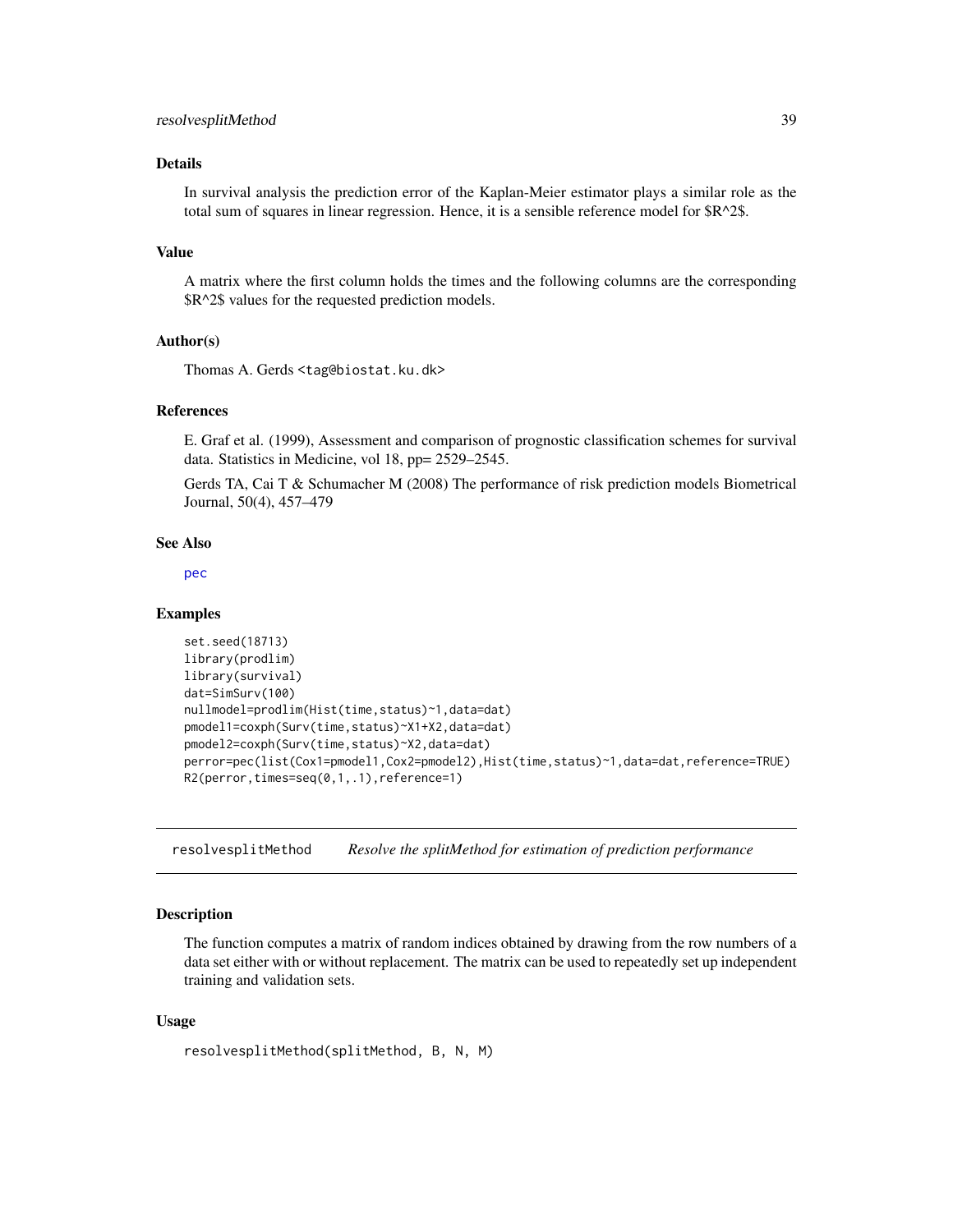### Details

In survival analysis the prediction error of the Kaplan-Meier estimator plays a similar role as the total sum of squares in linear regression. Hence, it is a sensible reference model for $R^2$.

### Value

A matrix where the first column holds the times and the following columns are the corresponding $R^2$ values for the requested prediction models.

### Author(s)

Thomas A. Gerds <tag@biostat.ku.dk>

### References

E. Graf et al. (1999), Assessment and comparison of prognostic classification schemes for survival data. Statistics in Medicine, vol 18, pp= 2529–2545.

Gerds TA, Cai T & Schumacher M (2008) The performance of risk prediction models Biometrical Journal, 50(4), 457–479

### See Also

pec

### Examples

```
set.seed(18713)
library(prodlim)
library(survival)
dat=SimSurv(100)
nullmodel=prodlim(Hist(time,status)~1,data=dat)
pmodel1=coxph(Surv(time,status)~X1+X2,data=dat)
pmodel2=coxph(Surv(time,status)~X2,data=dat)
perror=pec(list(Cox1=pmodel1,Cox2=pmodel2),Hist(time,status)~1,data=dat,reference=TRUE)
R2(perror,times=seq(0,1,.1),reference=1)
```

---

## resolvesplitMethod — *Resolve the splitMethod for estimation of prediction performance*

### Description

The function computes a matrix of random indices obtained by drawing from the row numbers of a data set either with or without replacement. The matrix can be used to repeatedly set up independent training and validation sets.

### Usage

```
resolvesplitMethod(splitMethod, B, N, M)
```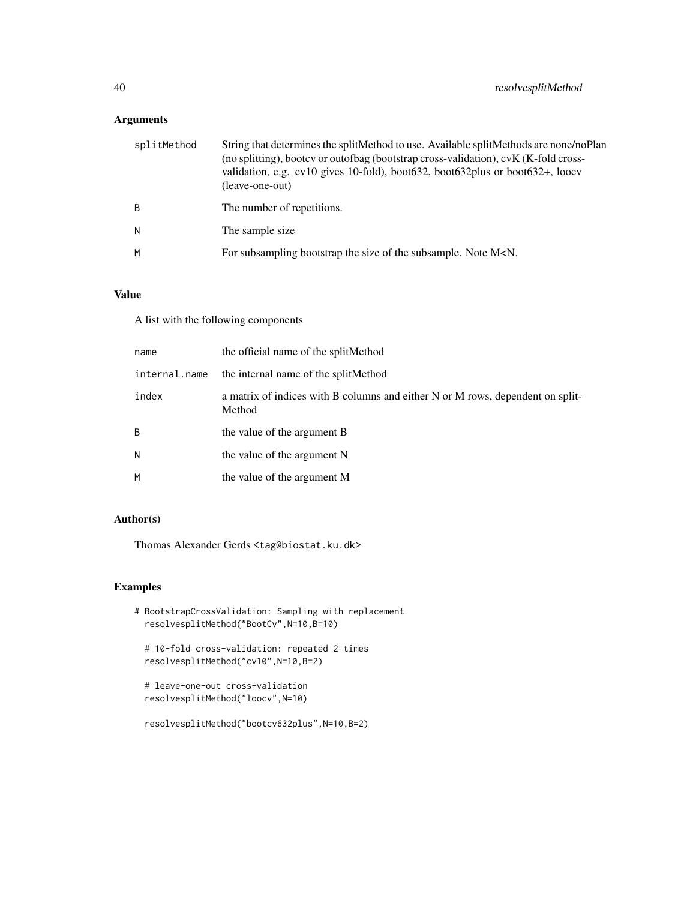## Arguments

| | |
|---|---|
| splitMethod | String that determines the splitMethod to use. Available splitMethods are none/noPlan (no splitting), bootcv or outofbag (bootstrap cross-validation), cvK (K-fold cross-validation, e.g. cv10 gives 10-fold), boot632, boot632plus or boot632+, loocv (leave-one-out) |
| B | The number of repetitions. |
| N | The sample size |
| M | For subsampling bootstrap the size of the subsample. Note M<N. |

## Value

A list with the following components

| | |
|---|---|
| name | the official name of the splitMethod |
| internal.name | the internal name of the splitMethod |
| index | a matrix of indices with B columns and either N or M rows, dependent on splitMethod |
| B | the value of the argument B |
| N | the value of the argument N |
| M | the value of the argument M |

## Author(s)

Thomas Alexander Gerds <tag@biostat.ku.dk>

## Examples

```
# BootstrapCrossValidation: Sampling with replacement
  resolvesplitMethod("BootCv",N=10,B=10)

  # 10-fold cross-validation: repeated 2 times
  resolvesplitMethod("cv10",N=10,B=2)

  # leave-one-out cross-validation
  resolvesplitMethod("loocv",N=10)

  resolvesplitMethod("bootcv632plus",N=10,B=2)
```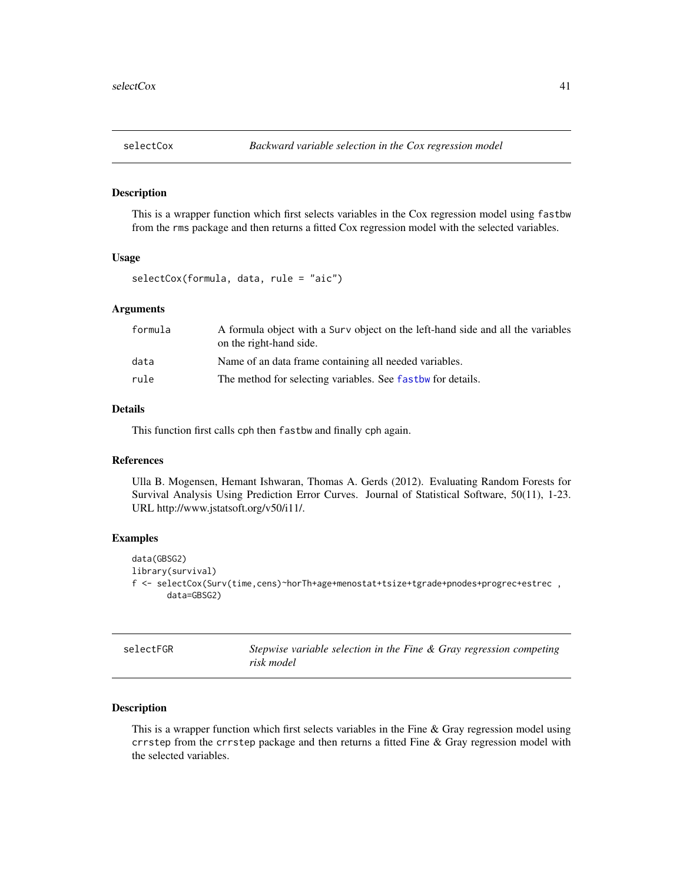## selectCox — *Backward variable selection in the Cox regression model*

### Description

This is a wrapper function which first selects variables in the Cox regression model using `fastbw` from the `rms` package and then returns a fitted Cox regression model with the selected variables.

### Usage

```
selectCox(formula, data, rule = "aic")
```

### Arguments

| | |
|---|---|
| `formula` | A formula object with a `Surv` object on the left-hand side and all the variables on the right-hand side. |
| `data` | Name of an data frame containing all needed variables. |
| `rule` | The method for selecting variables. See `fastbw` for details. |

### Details

This function first calls `cph` then `fastbw` and finally `cph` again.

### References

Ulla B. Mogensen, Hemant Ishwaran, Thomas A. Gerds (2012). Evaluating Random Forests for Survival Analysis Using Prediction Error Curves. Journal of Statistical Software, 50(11), 1-23. URL http://www.jstatsoft.org/v50/i11/.

### Examples

```
data(GBSG2)
library(survival)
f <- selectCox(Surv(time,cens)~horTh+age+menostat+tsize+tgrade+pnodes+progrec+estrec ,
       data=GBSG2)
```

## selectFGR — *Stepwise variable selection in the Fine & Gray regression competing risk model*

### Description

This is a wrapper function which first selects variables in the Fine & Gray regression model using `crrstep` from the `crrstep` package and then returns a fitted Fine & Gray regression model with the selected variables.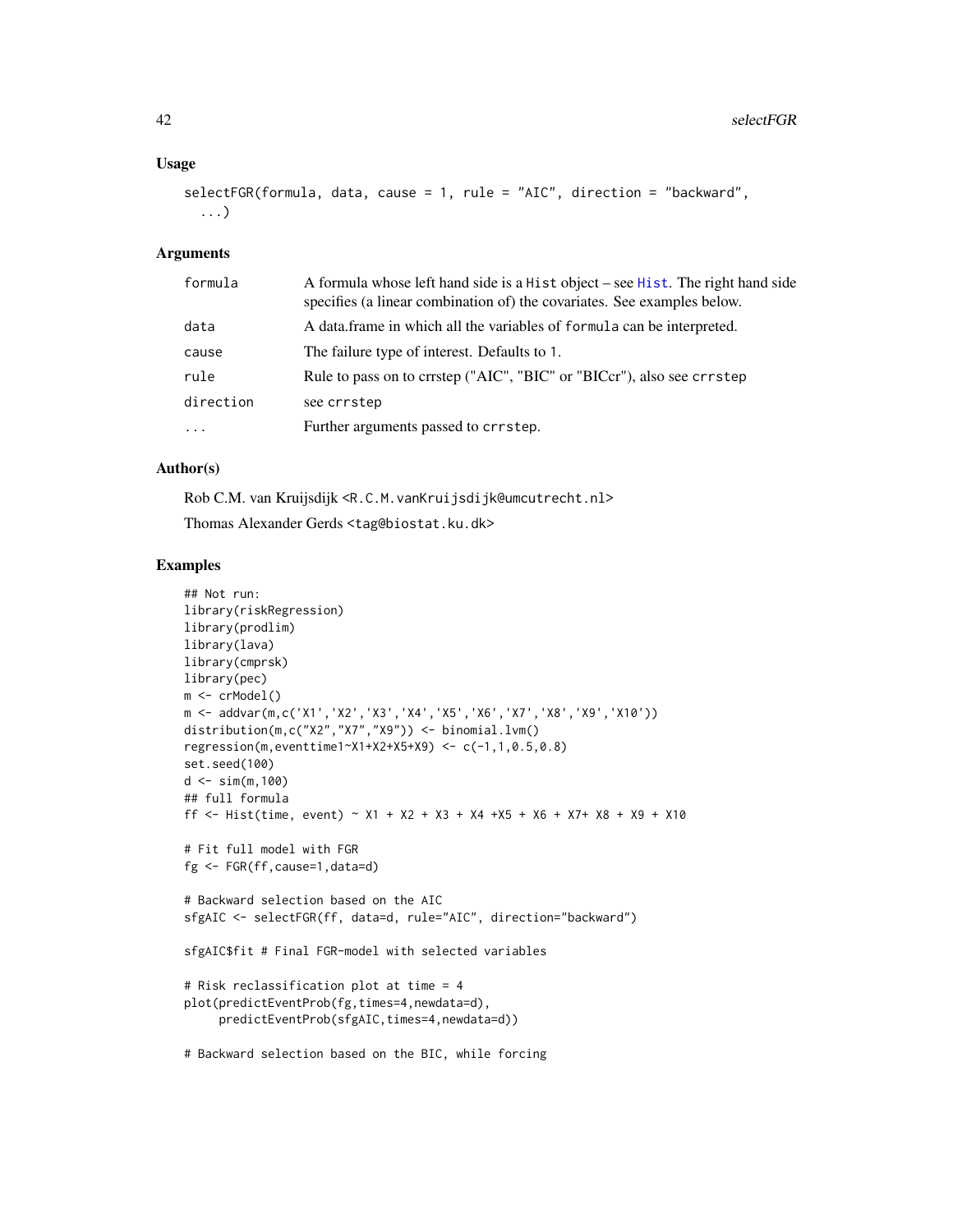### Usage

```
selectFGR(formula, data, cause = 1, rule = "AIC", direction = "backward",
  ...)
```

### Arguments

| | |
|---|---|
| formula | A formula whose left hand side is a Hist object – see Hist. The right hand side specifies (a linear combination of) the covariates. See examples below. |
| data | A data.frame in which all the variables of formula can be interpreted. |
| cause | The failure type of interest. Defaults to 1. |
| rule | Rule to pass on to crrstep ("AIC", "BIC" or "BICcr"), also see crrstep |
| direction | see crrstep |
| ... | Further arguments passed to crrstep. |

### Author(s)

Rob C.M. van Kruijsdijk <R.C.M.vanKruijsdijk@umcutrecht.nl>

Thomas Alexander Gerds <tag@biostat.ku.dk>

### Examples

```
## Not run:
library(riskRegression)
library(prodlim)
library(lava)
library(cmprsk)
library(pec)
m <- crModel()
m <- addvar(m,c('X1','X2','X3','X4','X5','X6','X7','X8','X9','X10'))
distribution(m,c("X2","X7","X9")) <- binomial.lvm()
regression(m,eventtime1~X1+X2+X5+X9) <- c(-1,1,0.5,0.8)
set.seed(100)
d <- sim(m,100)
## full formula
ff <- Hist(time, event) ~ X1 + X2 + X3 + X4 +X5 + X6 + X7+ X8 + X9 + X10

# Fit full model with FGR
fg <- FGR(ff,cause=1,data=d)

# Backward selection based on the AIC
sfgAIC <- selectFGR(ff, data=d, rule="AIC", direction="backward")

sfgAIC$fit # Final FGR-model with selected variables

# Risk reclassification plot at time = 4
plot(predictEventProb(fg,times=4,newdata=d),
     predictEventProb(sfgAIC,times=4,newdata=d))

# Backward selection based on the BIC, while forcing
```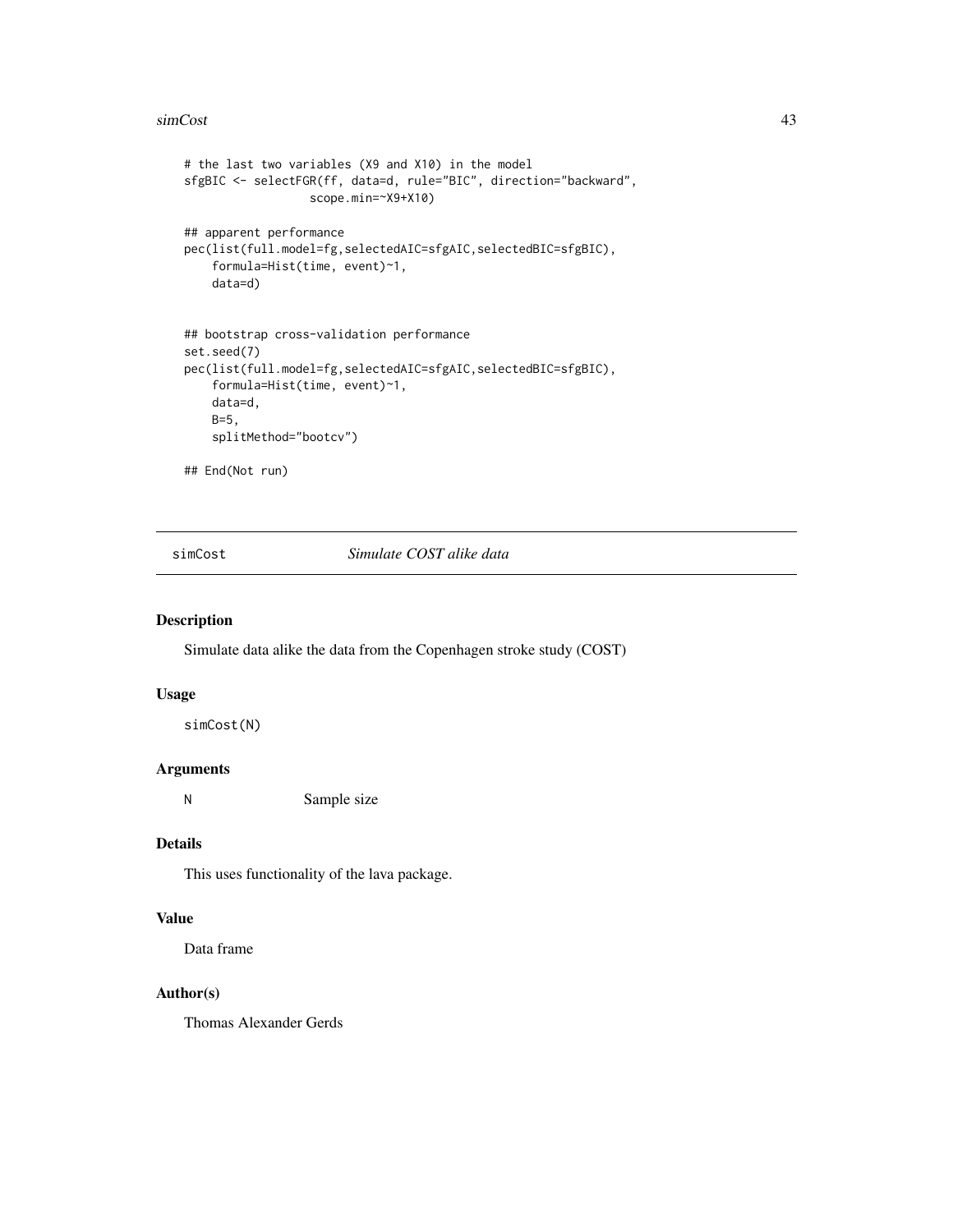```
# the last two variables (X9 and X10) in the model
sfgBIC <- selectFGR(ff, data=d, rule="BIC", direction="backward",
                   scope.min=~X9+X10)

## apparent performance
pec(list(full.model=fg,selectedAIC=sfgAIC,selectedBIC=sfgBIC),
    formula=Hist(time, event)~1,
    data=d)


## bootstrap cross-validation performance
set.seed(7)
pec(list(full.model=fg,selectedAIC=sfgAIC,selectedBIC=sfgBIC),
    formula=Hist(time, event)~1,
    data=d,
    B=5,
    splitMethod="bootcv")

## End(Not run)
```

---

`simCost` *Simulate COST alike data*

---

## Description

Simulate data alike the data from the Copenhagen stroke study (COST)

## Usage

```
simCost(N)
```

## Arguments

| | |
|---|---|
| N | Sample size |

## Details

This uses functionality of the lava package.

## Value

Data frame

## Author(s)

Thomas Alexander Gerds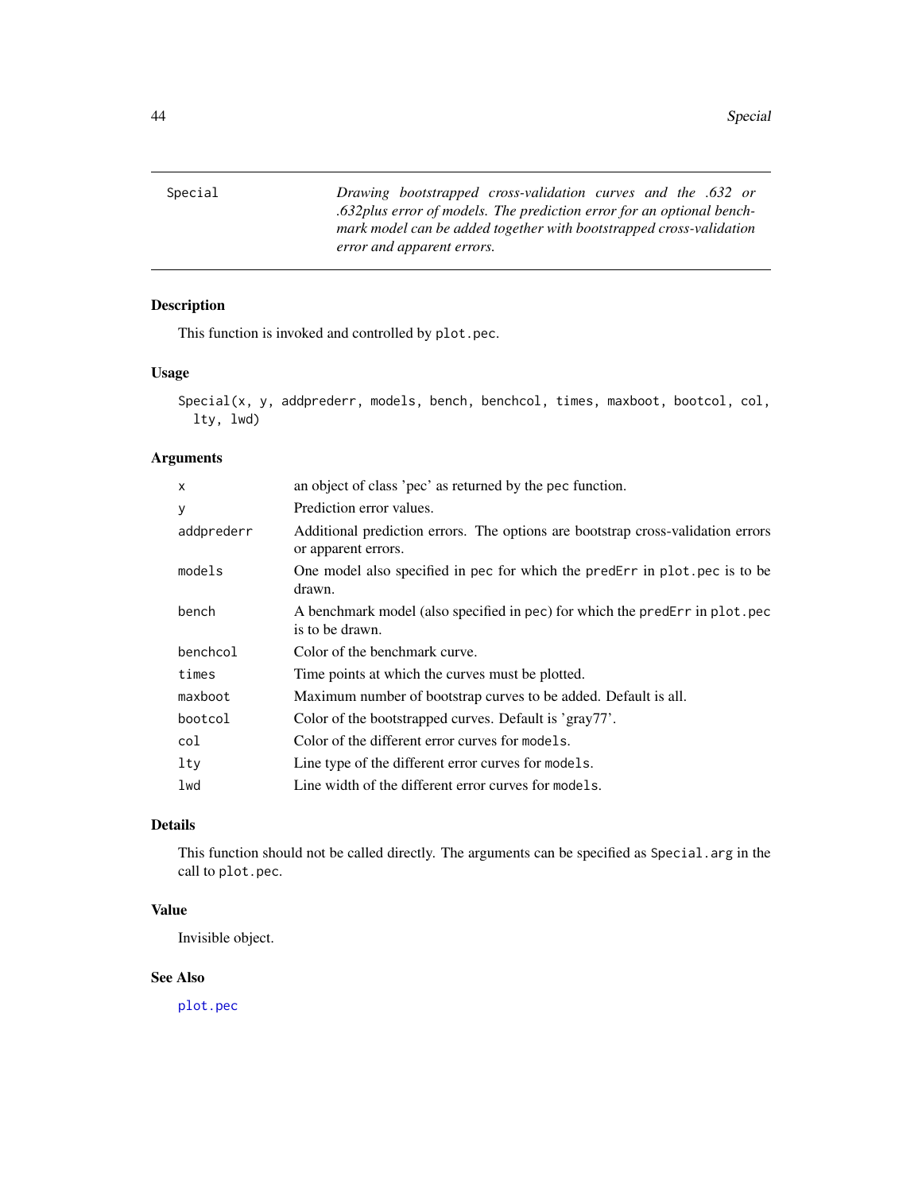Special *Drawing bootstrapped cross-validation curves and the .632 or .632plus error of models. The prediction error for an optional benchmark model can be added together with bootstrapped cross-validation error and apparent errors.*

## Description

This function is invoked and controlled by `plot.pec`.

## Usage

```
Special(x, y, addprederr, models, bench, benchcol, times, maxboot, bootcol, col,
  lty, lwd)
```

## Arguments

| | |
|---|---|
| `x` | an object of class 'pec' as returned by the `pec` function. |
| `y` | Prediction error values. |
| `addprederr` | Additional prediction errors. The options are bootstrap cross-validation errors or apparent errors. |
| `models` | One model also specified in `pec` for which the `predErr` in `plot.pec` is to be drawn. |
| `bench` | A benchmark model (also specified in `pec`) for which the `predErr` in `plot.pec` is to be drawn. |
| `benchcol` | Color of the benchmark curve. |
| `times` | Time points at which the curves must be plotted. |
| `maxboot` | Maximum number of bootstrap curves to be added. Default is all. |
| `bootcol` | Color of the bootstrapped curves. Default is 'gray77'. |
| `col` | Color of the different error curves for `models`. |
| `lty` | Line type of the different error curves for `models`. |
| `lwd` | Line width of the different error curves for `models`. |

## Details

This function should not be called directly. The arguments can be specified as `Special.arg` in the call to `plot.pec`.

## Value

Invisible object.

## See Also

`plot.pec`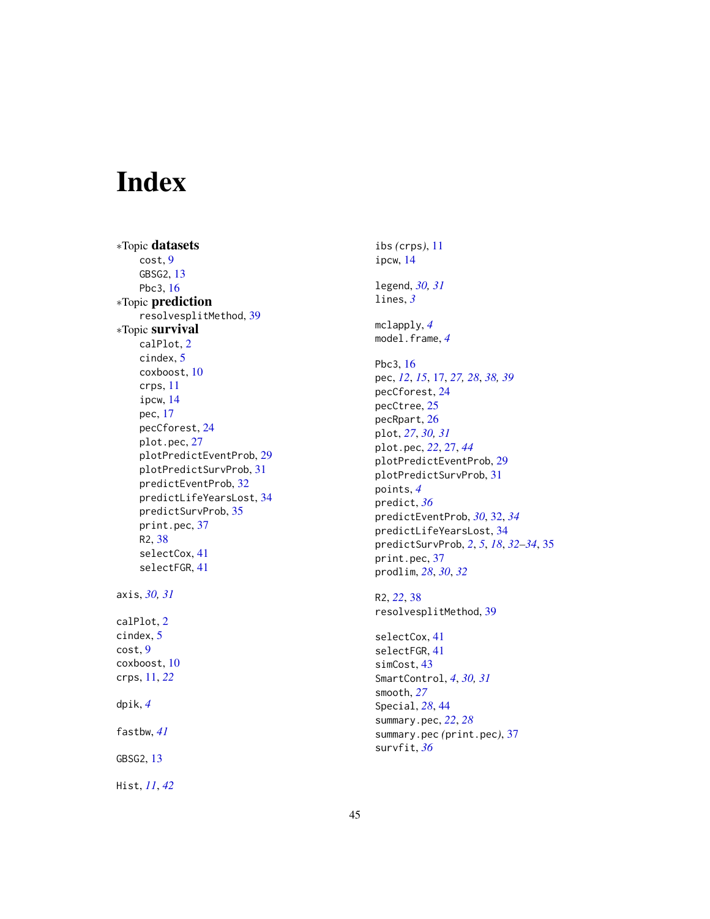# Index

∗Topic **datasets**
- cost, 9
- GBSG2, 13
- Pbc3, 16

∗Topic **prediction**
- resolvesplitMethod, 39

∗Topic **survival**
- calPlot, 2
- cindex, 5
- coxboost, 10
- crps, 11
- ipcw, 14
- pec, 17
- pecCforest, 24
- plot.pec, 27
- plotPredictEventProb, 29
- plotPredictSurvProb, 31
- predictEventProb, 32
- predictLifeYearsLost, 34
- predictSurvProb, 35
- print.pec, 37
- R2, 38
- selectCox, 41
- selectFGR, 41

axis, *30, 31*

calPlot, 2
cindex, 5
cost, 9
coxboost, 10
crps, 11, *22*

dpik, *4*

fastbw, *41*

GBSG2, 13

Hist, *11*, *42*

ibs (crps), 11
ipcw, 14

legend, *30, 31*
lines, *3*

mclapply, *4*
model.frame, *4*

Pbc3, 16
pec, *12*, *15*, 17, *27, 28*, *38, 39*
pecCforest, 24
pecCtree, 25
pecRpart, 26
plot, *27*, *30, 31*
plot.pec, *22*, 27, *44*
plotPredictEventProb, 29
plotPredictSurvProb, 31
points, *4*
predict, *36*
predictEventProb, *30*, 32, *34*
predictLifeYearsLost, 34
predictSurvProb, *2*, *5*, *18*, *32–34*, 35
print.pec, 37
prodlim, *28*, *30*, *32*

R2, *22*, 38
resolvesplitMethod, 39

selectCox, 41
selectFGR, 41
simCost, 43
SmartControl, *4*, *30, 31*
smooth, *27*
Special, *28*, 44
summary.pec, *22*, *28*
summary.pec (print.pec), 37
survfit, *36*